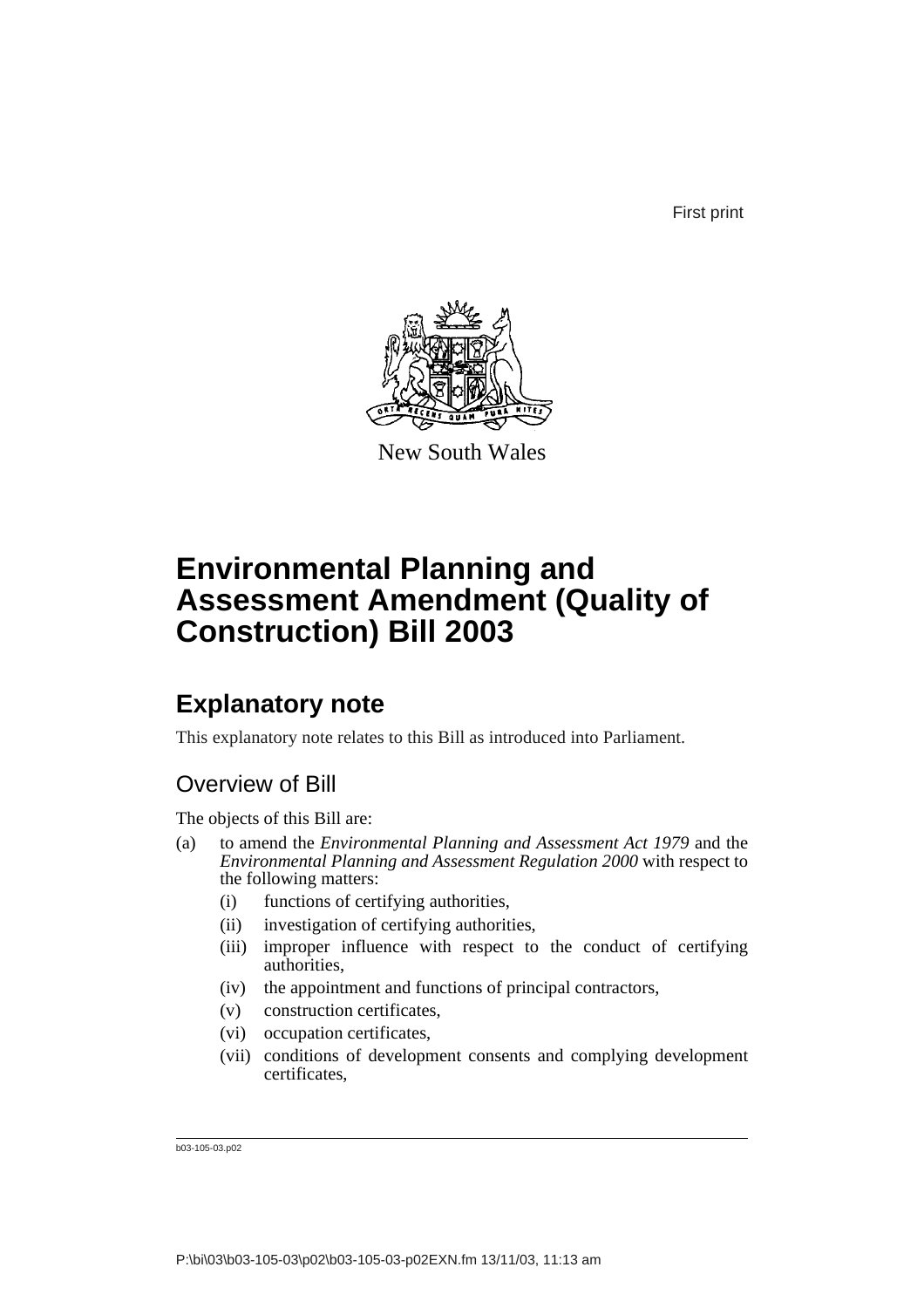First print

New South Wales

# Environmental Planning and Assessment Amendment (Quality of Construction) Bill 2003

## Explanatory note

This explanatory note relates to this Bill as introduced into Parliament.

### Overview of Bill

The objects of this Bill are:

(a) to amend the *Environmental Planning and Assessment Act 1979* and the *Environmental Planning and Assessment Regulation 2000* with respect to the following matters:

  (i) functions of certifying authorities,

  (ii) investigation of certifying authorities,

  (iii) improper influence with respect to the conduct of certifying authorities,

  (iv) the appointment and functions of principal contractors,

  (v) construction certificates,

  (vi) occupation certificates,

  (vii) conditions of development consents and complying development certificates,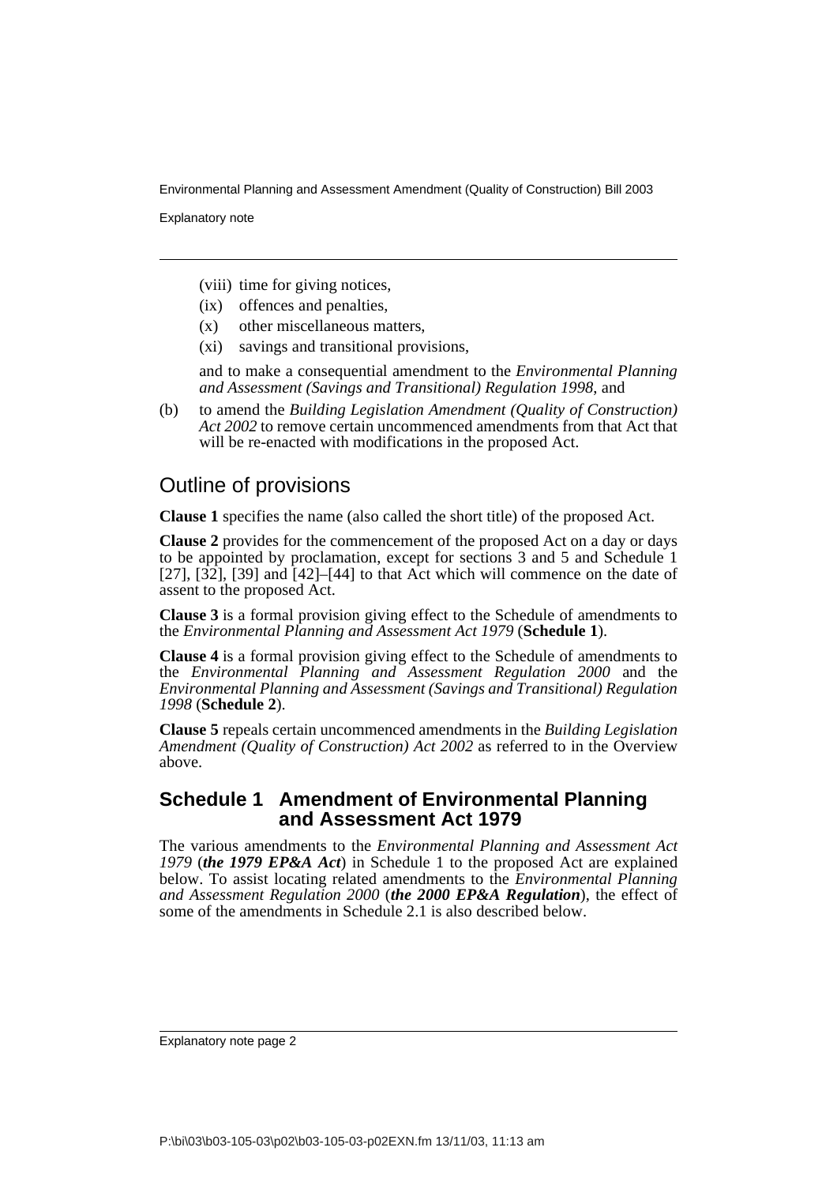(viii) time for giving notices,

(ix) offences and penalties,

(x) other miscellaneous matters,

(xi) savings and transitional provisions,

and to make a consequential amendment to the *Environmental Planning and Assessment (Savings and Transitional) Regulation 1998*, and

(b) to amend the *Building Legislation Amendment (Quality of Construction) Act 2002* to remove certain uncommenced amendments from that Act that will be re-enacted with modifications in the proposed Act.

## Outline of provisions

**Clause 1** specifies the name (also called the short title) of the proposed Act.

**Clause 2** provides for the commencement of the proposed Act on a day or days to be appointed by proclamation, except for sections 3 and 5 and Schedule 1 [27], [32], [39] and [42]–[44] to that Act which will commence on the date of assent to the proposed Act.

**Clause 3** is a formal provision giving effect to the Schedule of amendments to the *Environmental Planning and Assessment Act 1979* (**Schedule 1**).

**Clause 4** is a formal provision giving effect to the Schedule of amendments to the *Environmental Planning and Assessment Regulation 2000* and the *Environmental Planning and Assessment (Savings and Transitional) Regulation 1998* (**Schedule 2**).

**Clause 5** repeals certain uncommenced amendments in the *Building Legislation Amendment (Quality of Construction) Act 2002* as referred to in the Overview above.

## Schedule 1 Amendment of Environmental Planning and Assessment Act 1979

The various amendments to the *Environmental Planning and Assessment Act 1979* (***the 1979 EP&A Act***) in Schedule 1 to the proposed Act are explained below. To assist locating related amendments to the *Environmental Planning and Assessment Regulation 2000* (***the 2000 EP&A Regulation***), the effect of some of the amendments in Schedule 2.1 is also described below.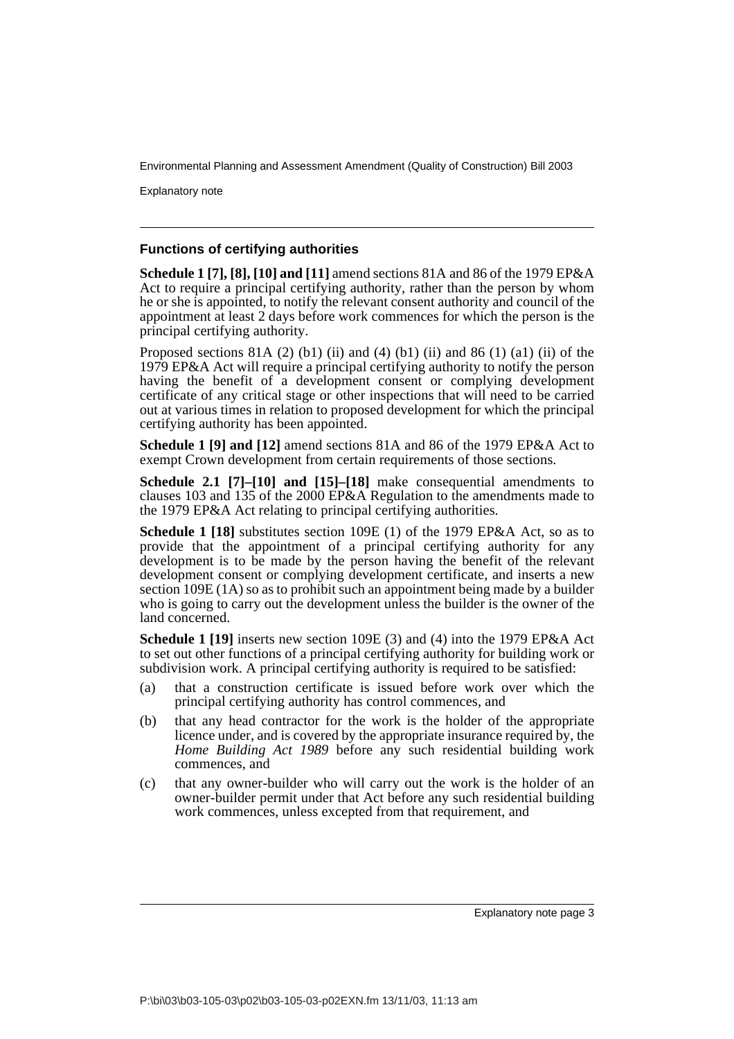### Functions of certifying authorities

**Schedule 1 [7], [8], [10] and [11]** amend sections 81A and 86 of the 1979 EP&A Act to require a principal certifying authority, rather than the person by whom he or she is appointed, to notify the relevant consent authority and council of the appointment at least 2 days before work commences for which the person is the principal certifying authority.

Proposed sections 81A (2) (b1) (ii) and (4) (b1) (ii) and 86 (1) (a1) (ii) of the 1979 EP&A Act will require a principal certifying authority to notify the person having the benefit of a development consent or complying development certificate of any critical stage or other inspections that will need to be carried out at various times in relation to proposed development for which the principal certifying authority has been appointed.

**Schedule 1 [9] and [12]** amend sections 81A and 86 of the 1979 EP&A Act to exempt Crown development from certain requirements of those sections.

**Schedule 2.1 [7]–[10] and [15]–[18]** make consequential amendments to clauses 103 and 135 of the 2000 EP&A Regulation to the amendments made to the 1979 EP&A Act relating to principal certifying authorities.

**Schedule 1 [18]** substitutes section 109E (1) of the 1979 EP&A Act, so as to provide that the appointment of a principal certifying authority for any development is to be made by the person having the benefit of the relevant development consent or complying development certificate, and inserts a new section 109E (1A) so as to prohibit such an appointment being made by a builder who is going to carry out the development unless the builder is the owner of the land concerned.

**Schedule 1 [19]** inserts new section 109E (3) and (4) into the 1979 EP&A Act to set out other functions of a principal certifying authority for building work or subdivision work. A principal certifying authority is required to be satisfied:

(a) that a construction certificate is issued before work over which the principal certifying authority has control commences, and

(b) that any head contractor for the work is the holder of the appropriate licence under, and is covered by the appropriate insurance required by, the *Home Building Act 1989* before any such residential building work commences, and

(c) that any owner-builder who will carry out the work is the holder of an owner-builder permit under that Act before any such residential building work commences, unless excepted from that requirement, and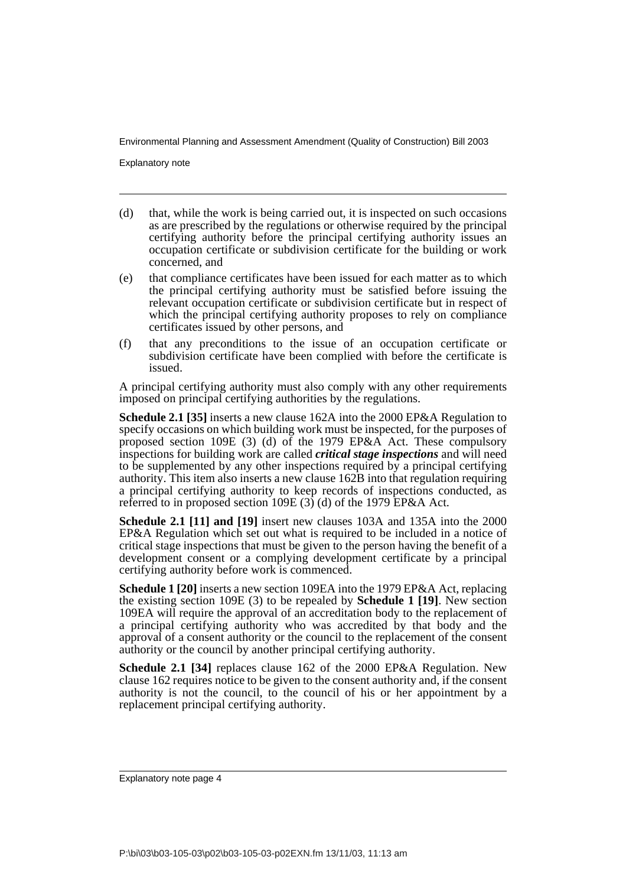(d) that, while the work is being carried out, it is inspected on such occasions as are prescribed by the regulations or otherwise required by the principal certifying authority before the principal certifying authority issues an occupation certificate or subdivision certificate for the building or work concerned, and

(e) that compliance certificates have been issued for each matter as to which the principal certifying authority must be satisfied before issuing the relevant occupation certificate or subdivision certificate but in respect of which the principal certifying authority proposes to rely on compliance certificates issued by other persons, and

(f) that any preconditions to the issue of an occupation certificate or subdivision certificate have been complied with before the certificate is issued.

A principal certifying authority must also comply with any other requirements imposed on principal certifying authorities by the regulations.

**Schedule 2.1 [35]** inserts a new clause 162A into the 2000 EP&A Regulation to specify occasions on which building work must be inspected, for the purposes of proposed section 109E (3) (d) of the 1979 EP&A Act. These compulsory inspections for building work are called ***critical stage inspections*** and will need to be supplemented by any other inspections required by a principal certifying authority. This item also inserts a new clause 162B into that regulation requiring a principal certifying authority to keep records of inspections conducted, as referred to in proposed section 109E (3) (d) of the 1979 EP&A Act.

**Schedule 2.1 [11] and [19]** insert new clauses 103A and 135A into the 2000 EP&A Regulation which set out what is required to be included in a notice of critical stage inspections that must be given to the person having the benefit of a development consent or a complying development certificate by a principal certifying authority before work is commenced.

**Schedule 1 [20]** inserts a new section 109EA into the 1979 EP&A Act, replacing the existing section 109E (3) to be repealed by **Schedule 1 [19]**. New section 109EA will require the approval of an accreditation body to the replacement of a principal certifying authority who was accredited by that body and the approval of a consent authority or the council to the replacement of the consent authority or the council by another principal certifying authority.

**Schedule 2.1 [34]** replaces clause 162 of the 2000 EP&A Regulation. New clause 162 requires notice to be given to the consent authority and, if the consent authority is not the council, to the council of his or her appointment by a replacement principal certifying authority.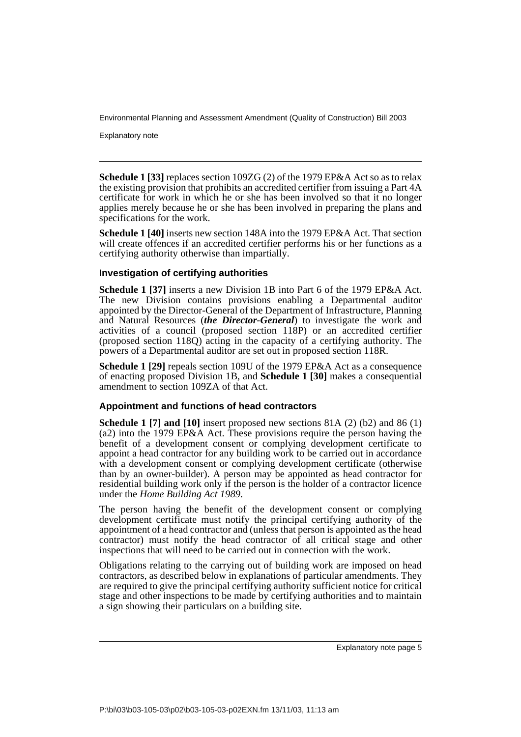**Schedule 1 [33]** replaces section 109ZG (2) of the 1979 EP&A Act so as to relax the existing provision that prohibits an accredited certifier from issuing a Part 4A certificate for work in which he or she has been involved so that it no longer applies merely because he or she has been involved in preparing the plans and specifications for the work.

**Schedule 1 [40]** inserts new section 148A into the 1979 EP&A Act. That section will create offences if an accredited certifier performs his or her functions as a certifying authority otherwise than impartially.

#### Investigation of certifying authorities

**Schedule 1 [37]** inserts a new Division 1B into Part 6 of the 1979 EP&A Act. The new Division contains provisions enabling a Departmental auditor appointed by the Director-General of the Department of Infrastructure, Planning and Natural Resources (***the Director-General***) to investigate the work and activities of a council (proposed section 118P) or an accredited certifier (proposed section 118Q) acting in the capacity of a certifying authority. The powers of a Departmental auditor are set out in proposed section 118R.

**Schedule 1 [29]** repeals section 109U of the 1979 EP&A Act as a consequence of enacting proposed Division 1B, and **Schedule 1 [30]** makes a consequential amendment to section 109ZA of that Act.

#### Appointment and functions of head contractors

**Schedule 1 [7] and [10]** insert proposed new sections 81A (2) (b2) and 86 (1) (a2) into the 1979 EP&A Act. These provisions require the person having the benefit of a development consent or complying development certificate to appoint a head contractor for any building work to be carried out in accordance with a development consent or complying development certificate (otherwise than by an owner-builder). A person may be appointed as head contractor for residential building work only if the person is the holder of a contractor licence under the *Home Building Act 1989*.

The person having the benefit of the development consent or complying development certificate must notify the principal certifying authority of the appointment of a head contractor and (unless that person is appointed as the head contractor) must notify the head contractor of all critical stage and other inspections that will need to be carried out in connection with the work.

Obligations relating to the carrying out of building work are imposed on head contractors, as described below in explanations of particular amendments. They are required to give the principal certifying authority sufficient notice for critical stage and other inspections to be made by certifying authorities and to maintain a sign showing their particulars on a building site.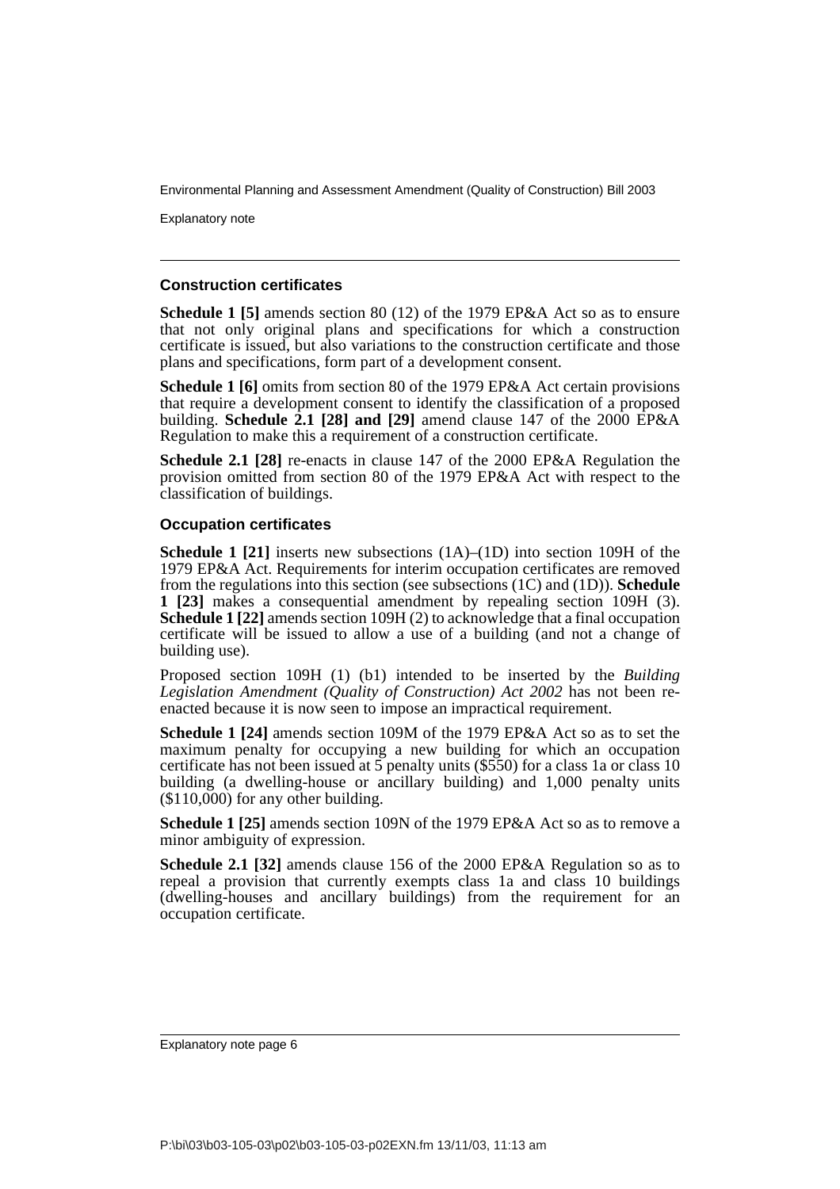### Construction certificates

**Schedule 1 [5]** amends section 80 (12) of the 1979 EP&A Act so as to ensure that not only original plans and specifications for which a construction certificate is issued, but also variations to the construction certificate and those plans and specifications, form part of a development consent.

**Schedule 1 [6]** omits from section 80 of the 1979 EP&A Act certain provisions that require a development consent to identify the classification of a proposed building. **Schedule 2.1 [28] and [29]** amend clause 147 of the 2000 EP&A Regulation to make this a requirement of a construction certificate.

**Schedule 2.1 [28]** re-enacts in clause 147 of the 2000 EP&A Regulation the provision omitted from section 80 of the 1979 EP&A Act with respect to the classification of buildings.

### Occupation certificates

**Schedule 1 [21]** inserts new subsections (1A)–(1D) into section 109H of the 1979 EP&A Act. Requirements for interim occupation certificates are removed from the regulations into this section (see subsections (1C) and (1D)). **Schedule 1 [23]** makes a consequential amendment by repealing section 109H (3). **Schedule 1 [22]** amends section 109H (2) to acknowledge that a final occupation certificate will be issued to allow a use of a building (and not a change of building use).

Proposed section 109H (1) (b1) intended to be inserted by the *Building Legislation Amendment (Quality of Construction) Act 2002* has not been re-enacted because it is now seen to impose an impractical requirement.

**Schedule 1 [24]** amends section 109M of the 1979 EP&A Act so as to set the maximum penalty for occupying a new building for which an occupation certificate has not been issued at 5 penalty units ($550) for a class 1a or class 10 building (a dwelling-house or ancillary building) and 1,000 penalty units ($110,000) for any other building.

**Schedule 1 [25]** amends section 109N of the 1979 EP&A Act so as to remove a minor ambiguity of expression.

**Schedule 2.1 [32]** amends clause 156 of the 2000 EP&A Regulation so as to repeal a provision that currently exempts class 1a and class 10 buildings (dwelling-houses and ancillary buildings) from the requirement for an occupation certificate.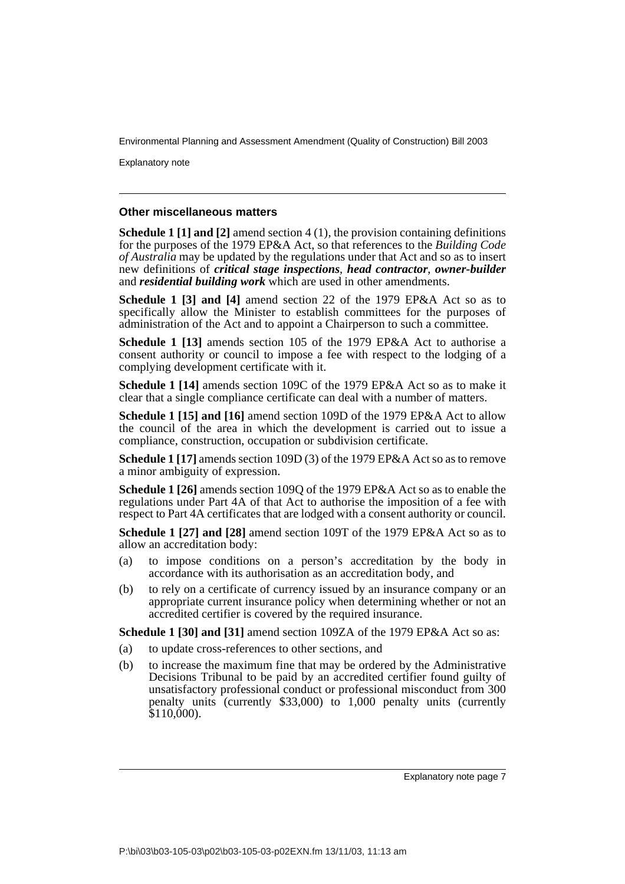### Other miscellaneous matters

**Schedule 1 [1] and [2]** amend section 4 (1), the provision containing definitions for the purposes of the 1979 EP&A Act, so that references to the *Building Code of Australia* may be updated by the regulations under that Act and so as to insert new definitions of ***critical stage inspections***, ***head contractor***, ***owner-builder*** and ***residential building work*** which are used in other amendments.

**Schedule 1 [3] and [4]** amend section 22 of the 1979 EP&A Act so as to specifically allow the Minister to establish committees for the purposes of administration of the Act and to appoint a Chairperson to such a committee.

**Schedule 1 [13]** amends section 105 of the 1979 EP&A Act to authorise a consent authority or council to impose a fee with respect to the lodging of a complying development certificate with it.

**Schedule 1 [14]** amends section 109C of the 1979 EP&A Act so as to make it clear that a single compliance certificate can deal with a number of matters.

**Schedule 1 [15] and [16]** amend section 109D of the 1979 EP&A Act to allow the council of the area in which the development is carried out to issue a compliance, construction, occupation or subdivision certificate.

**Schedule 1 [17]** amends section 109D (3) of the 1979 EP&A Act so as to remove a minor ambiguity of expression.

**Schedule 1 [26]** amends section 109Q of the 1979 EP&A Act so as to enable the regulations under Part 4A of that Act to authorise the imposition of a fee with respect to Part 4A certificates that are lodged with a consent authority or council.

**Schedule 1 [27] and [28]** amend section 109T of the 1979 EP&A Act so as to allow an accreditation body:

(a) to impose conditions on a person's accreditation by the body in accordance with its authorisation as an accreditation body, and

(b) to rely on a certificate of currency issued by an insurance company or an appropriate current insurance policy when determining whether or not an accredited certifier is covered by the required insurance.

**Schedule 1 [30] and [31]** amend section 109ZA of the 1979 EP&A Act so as:

(a) to update cross-references to other sections, and

(b) to increase the maximum fine that may be ordered by the Administrative Decisions Tribunal to be paid by an accredited certifier found guilty of unsatisfactory professional conduct or professional misconduct from 300 penalty units (currently $33,000) to 1,000 penalty units (currently $110,000).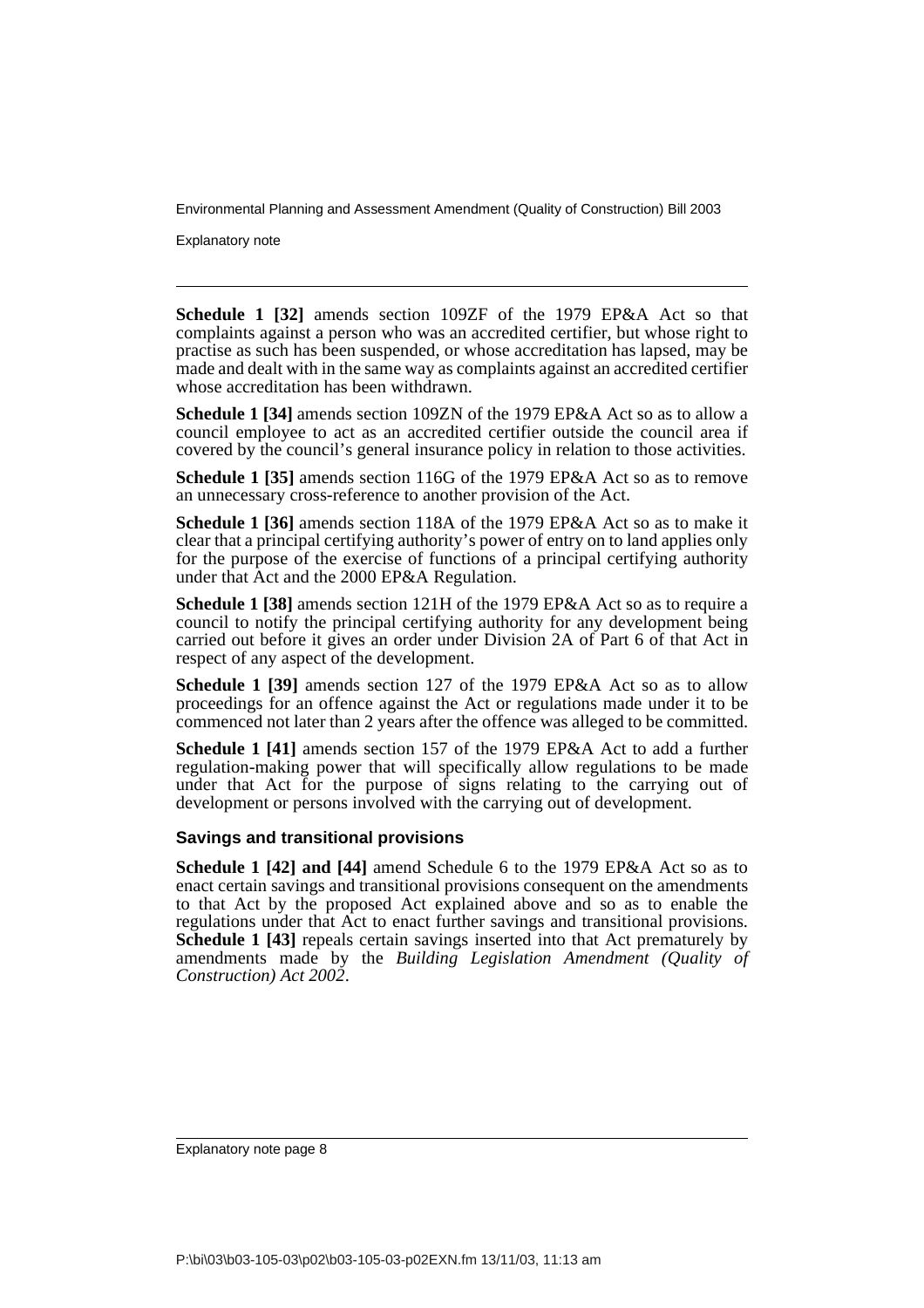**Schedule 1 [32]** amends section 109ZF of the 1979 EP&A Act so that complaints against a person who was an accredited certifier, but whose right to practise as such has been suspended, or whose accreditation has lapsed, may be made and dealt with in the same way as complaints against an accredited certifier whose accreditation has been withdrawn.

**Schedule 1 [34]** amends section 109ZN of the 1979 EP&A Act so as to allow a council employee to act as an accredited certifier outside the council area if covered by the council's general insurance policy in relation to those activities.

**Schedule 1 [35]** amends section 116G of the 1979 EP&A Act so as to remove an unnecessary cross-reference to another provision of the Act.

**Schedule 1 [36]** amends section 118A of the 1979 EP&A Act so as to make it clear that a principal certifying authority's power of entry on to land applies only for the purpose of the exercise of functions of a principal certifying authority under that Act and the 2000 EP&A Regulation.

**Schedule 1 [38]** amends section 121H of the 1979 EP&A Act so as to require a council to notify the principal certifying authority for any development being carried out before it gives an order under Division 2A of Part 6 of that Act in respect of any aspect of the development.

**Schedule 1 [39]** amends section 127 of the 1979 EP&A Act so as to allow proceedings for an offence against the Act or regulations made under it to be commenced not later than 2 years after the offence was alleged to be committed.

**Schedule 1 [41]** amends section 157 of the 1979 EP&A Act to add a further regulation-making power that will specifically allow regulations to be made under that Act for the purpose of signs relating to the carrying out of development or persons involved with the carrying out of development.

### Savings and transitional provisions

**Schedule 1 [42] and [44]** amend Schedule 6 to the 1979 EP&A Act so as to enact certain savings and transitional provisions consequent on the amendments to that Act by the proposed Act explained above and so as to enable the regulations under that Act to enact further savings and transitional provisions. **Schedule 1 [43]** repeals certain savings inserted into that Act prematurely by amendments made by the *Building Legislation Amendment (Quality of Construction) Act 2002*.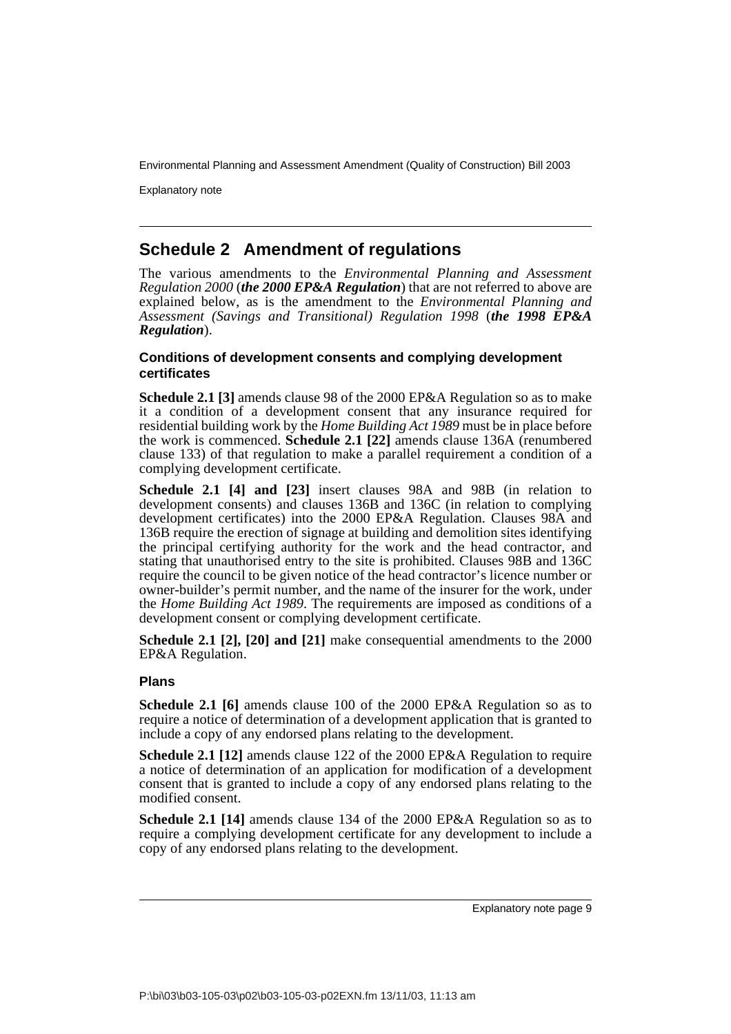## Schedule 2 Amendment of regulations

The various amendments to the *Environmental Planning and Assessment Regulation 2000* (***the 2000 EP&A Regulation***) that are not referred to above are explained below, as is the amendment to the *Environmental Planning and Assessment (Savings and Transitional) Regulation 1998* (***the 1998 EP&A Regulation***).

### Conditions of development consents and complying development certificates

**Schedule 2.1 [3]** amends clause 98 of the 2000 EP&A Regulation so as to make it a condition of a development consent that any insurance required for residential building work by the *Home Building Act 1989* must be in place before the work is commenced. **Schedule 2.1 [22]** amends clause 136A (renumbered clause 133) of that regulation to make a parallel requirement a condition of a complying development certificate.

**Schedule 2.1 [4] and [23]** insert clauses 98A and 98B (in relation to development consents) and clauses 136B and 136C (in relation to complying development certificates) into the 2000 EP&A Regulation. Clauses 98A and 136B require the erection of signage at building and demolition sites identifying the principal certifying authority for the work and the head contractor, and stating that unauthorised entry to the site is prohibited. Clauses 98B and 136C require the council to be given notice of the head contractor's licence number or owner-builder's permit number, and the name of the insurer for the work, under the *Home Building Act 1989*. The requirements are imposed as conditions of a development consent or complying development certificate.

**Schedule 2.1 [2], [20] and [21]** make consequential amendments to the 2000 EP&A Regulation.

### Plans

**Schedule 2.1 [6]** amends clause 100 of the 2000 EP&A Regulation so as to require a notice of determination of a development application that is granted to include a copy of any endorsed plans relating to the development.

**Schedule 2.1 [12]** amends clause 122 of the 2000 EP&A Regulation to require a notice of determination of an application for modification of a development consent that is granted to include a copy of any endorsed plans relating to the modified consent.

**Schedule 2.1 [14]** amends clause 134 of the 2000 EP&A Regulation so as to require a complying development certificate for any development to include a copy of any endorsed plans relating to the development.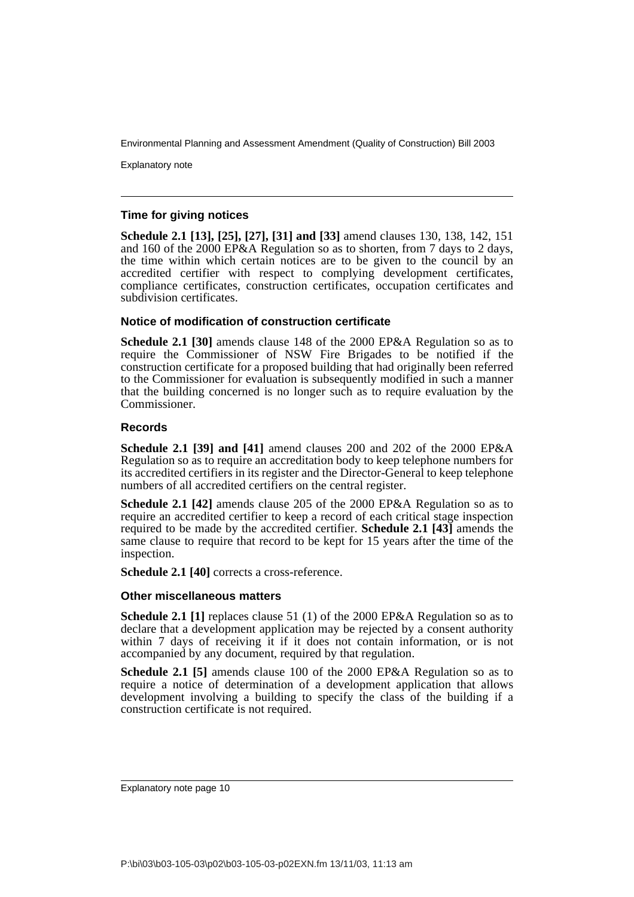### Time for giving notices

**Schedule 2.1 [13], [25], [27], [31] and [33]** amend clauses 130, 138, 142, 151 and 160 of the 2000 EP&A Regulation so as to shorten, from 7 days to 2 days, the time within which certain notices are to be given to the council by an accredited certifier with respect to complying development certificates, compliance certificates, construction certificates, occupation certificates and subdivision certificates.

### Notice of modification of construction certificate

**Schedule 2.1 [30]** amends clause 148 of the 2000 EP&A Regulation so as to require the Commissioner of NSW Fire Brigades to be notified if the construction certificate for a proposed building that had originally been referred to the Commissioner for evaluation is subsequently modified in such a manner that the building concerned is no longer such as to require evaluation by the Commissioner.

### Records

**Schedule 2.1 [39] and [41]** amend clauses 200 and 202 of the 2000 EP&A Regulation so as to require an accreditation body to keep telephone numbers for its accredited certifiers in its register and the Director-General to keep telephone numbers of all accredited certifiers on the central register.

**Schedule 2.1 [42]** amends clause 205 of the 2000 EP&A Regulation so as to require an accredited certifier to keep a record of each critical stage inspection required to be made by the accredited certifier. **Schedule 2.1 [43]** amends the same clause to require that record to be kept for 15 years after the time of the inspection.

**Schedule 2.1 [40]** corrects a cross-reference.

### Other miscellaneous matters

**Schedule 2.1 [1]** replaces clause 51 (1) of the 2000 EP&A Regulation so as to declare that a development application may be rejected by a consent authority within 7 days of receiving it if it does not contain information, or is not accompanied by any document, required by that regulation.

**Schedule 2.1 [5]** amends clause 100 of the 2000 EP&A Regulation so as to require a notice of determination of a development application that allows development involving a building to specify the class of the building if a construction certificate is not required.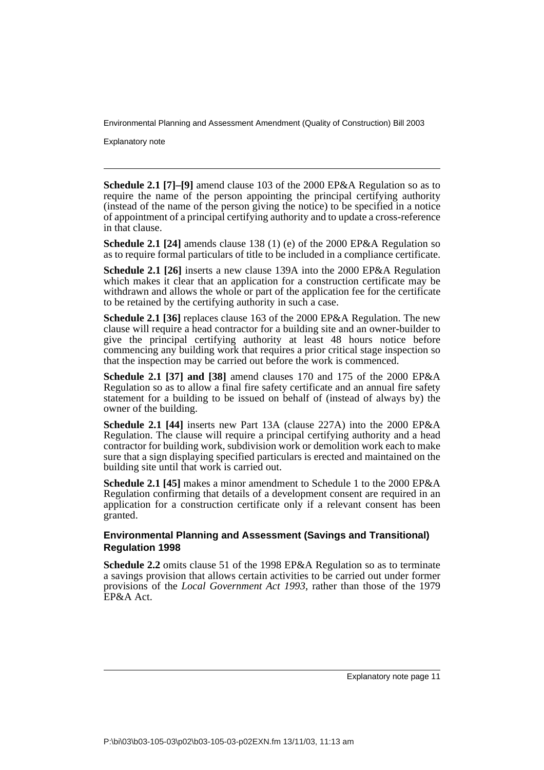**Schedule 2.1 [7]–[9]** amend clause 103 of the 2000 EP&A Regulation so as to require the name of the person appointing the principal certifying authority (instead of the name of the person giving the notice) to be specified in a notice of appointment of a principal certifying authority and to update a cross-reference in that clause.

**Schedule 2.1 [24]** amends clause 138 (1) (e) of the 2000 EP&A Regulation so as to require formal particulars of title to be included in a compliance certificate.

**Schedule 2.1 [26]** inserts a new clause 139A into the 2000 EP&A Regulation which makes it clear that an application for a construction certificate may be withdrawn and allows the whole or part of the application fee for the certificate to be retained by the certifying authority in such a case.

**Schedule 2.1 [36]** replaces clause 163 of the 2000 EP&A Regulation. The new clause will require a head contractor for a building site and an owner-builder to give the principal certifying authority at least 48 hours notice before commencing any building work that requires a prior critical stage inspection so that the inspection may be carried out before the work is commenced.

**Schedule 2.1 [37] and [38]** amend clauses 170 and 175 of the 2000 EP&A Regulation so as to allow a final fire safety certificate and an annual fire safety statement for a building to be issued on behalf of (instead of always by) the owner of the building.

**Schedule 2.1 [44]** inserts new Part 13A (clause 227A) into the 2000 EP&A Regulation. The clause will require a principal certifying authority and a head contractor for building work, subdivision work or demolition work each to make sure that a sign displaying specified particulars is erected and maintained on the building site until that work is carried out.

**Schedule 2.1 [45]** makes a minor amendment to Schedule 1 to the 2000 EP&A Regulation confirming that details of a development consent are required in an application for a construction certificate only if a relevant consent has been granted.

#### Environmental Planning and Assessment (Savings and Transitional) Regulation 1998

**Schedule 2.2** omits clause 51 of the 1998 EP&A Regulation so as to terminate a savings provision that allows certain activities to be carried out under former provisions of the *Local Government Act 1993*, rather than those of the 1979 EP&A Act.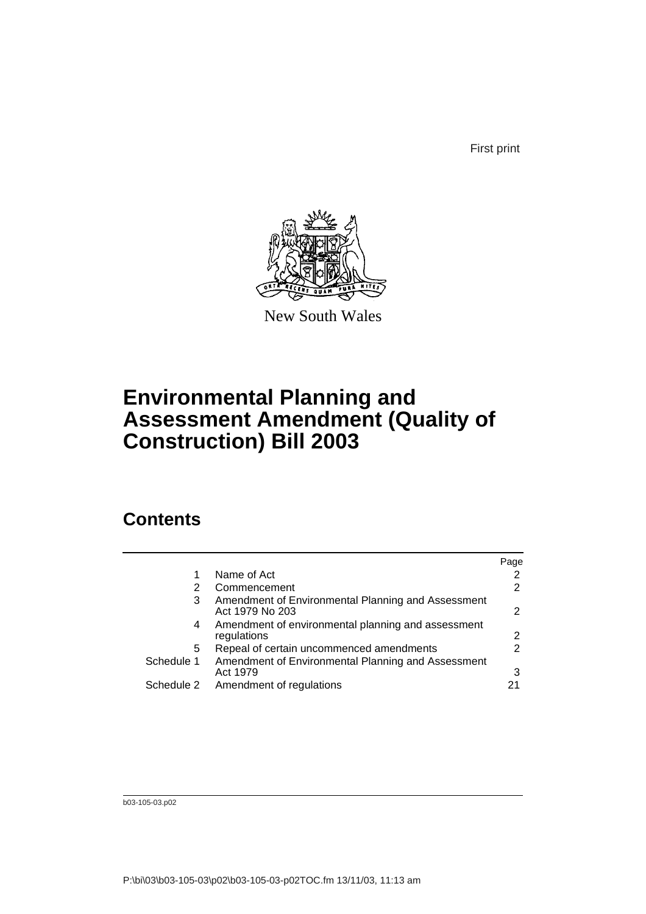First print

New South Wales

# Environmental Planning and Assessment Amendment (Quality of Construction) Bill 2003

## Contents

| | | Page |
|---|---|---|
| 1 | Name of Act | 2 |
| 2 | Commencement | 2 |
| 3 | Amendment of Environmental Planning and Assessment Act 1979 No 203 | 2 |
| 4 | Amendment of environmental planning and assessment regulations | 2 |
| 5 | Repeal of certain uncommenced amendments | 2 |
| Schedule 1 | Amendment of Environmental Planning and Assessment Act 1979 | 3 |
| Schedule 2 | Amendment of regulations | 21 |

b03-105-03.p02

P:\bi\03\b03-105-03\p02\b03-105-03-p02TOC.fm 13/11/03, 11:13 am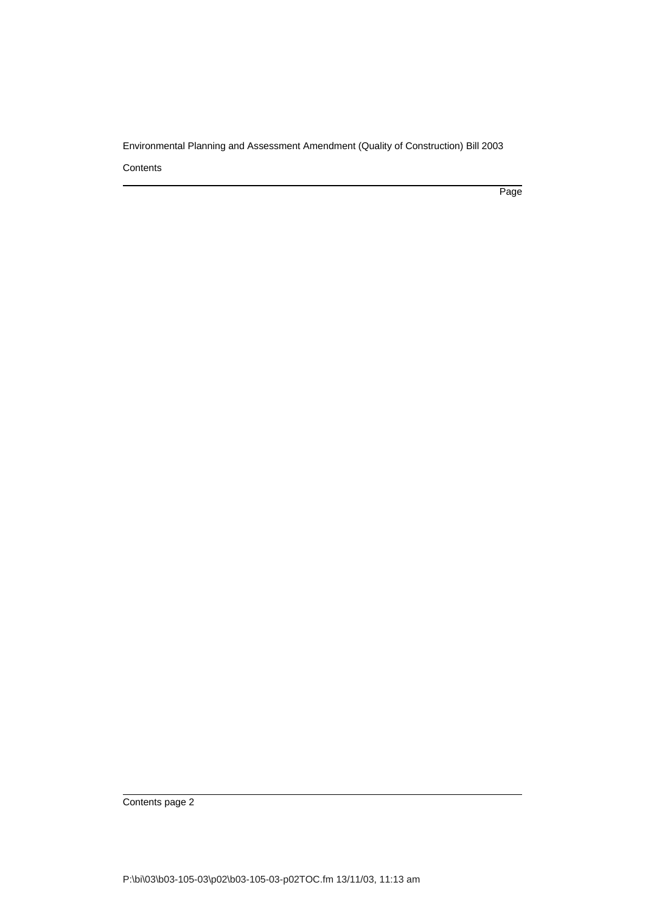Contents

Page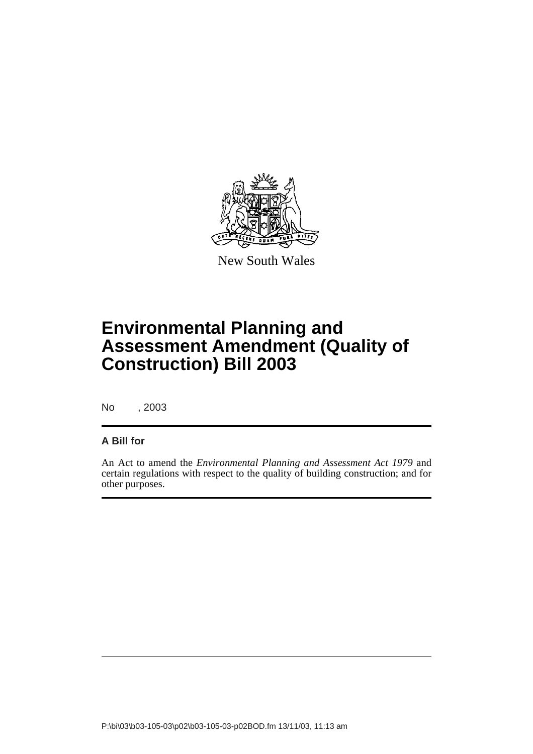New South Wales

# Environmental Planning and Assessment Amendment (Quality of Construction) Bill 2003

No , 2003

**A Bill for**

An Act to amend the *Environmental Planning and Assessment Act 1979* and certain regulations with respect to the quality of building construction; and for other purposes.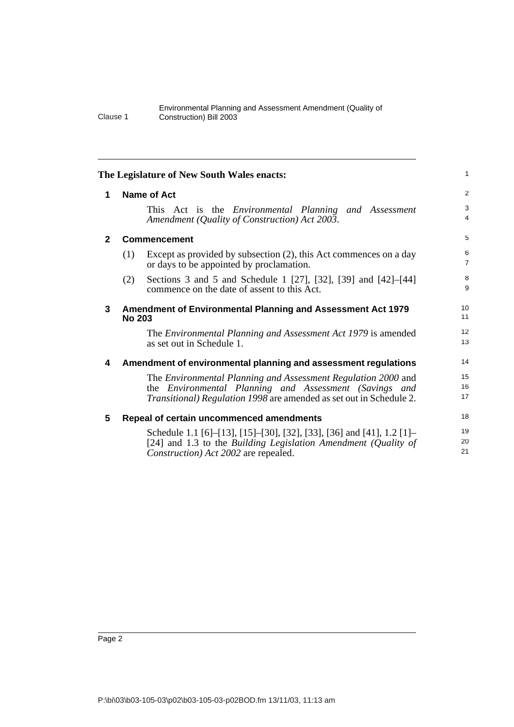**The Legislature of New South Wales enacts:**

## 1 Name of Act

This Act is the *Environmental Planning and Assessment Amendment (Quality of Construction) Act 2003*.

## 2 Commencement

(1) Except as provided by subsection (2), this Act commences on a day or days to be appointed by proclamation.

(2) Sections 3 and 5 and Schedule 1 [27], [32], [39] and [42]–[44] commence on the date of assent to this Act.

## 3 Amendment of Environmental Planning and Assessment Act 1979 No 203

The *Environmental Planning and Assessment Act 1979* is amended as set out in Schedule 1.

## 4 Amendment of environmental planning and assessment regulations

The *Environmental Planning and Assessment Regulation 2000* and the *Environmental Planning and Assessment (Savings and Transitional) Regulation 1998* are amended as set out in Schedule 2.

## 5 Repeal of certain uncommenced amendments

Schedule 1.1 [6]–[13], [15]–[30], [32], [33], [36] and [41], 1.2 [1]–[24] and 1.3 to the *Building Legislation Amendment (Quality of Construction) Act 2002* are repealed.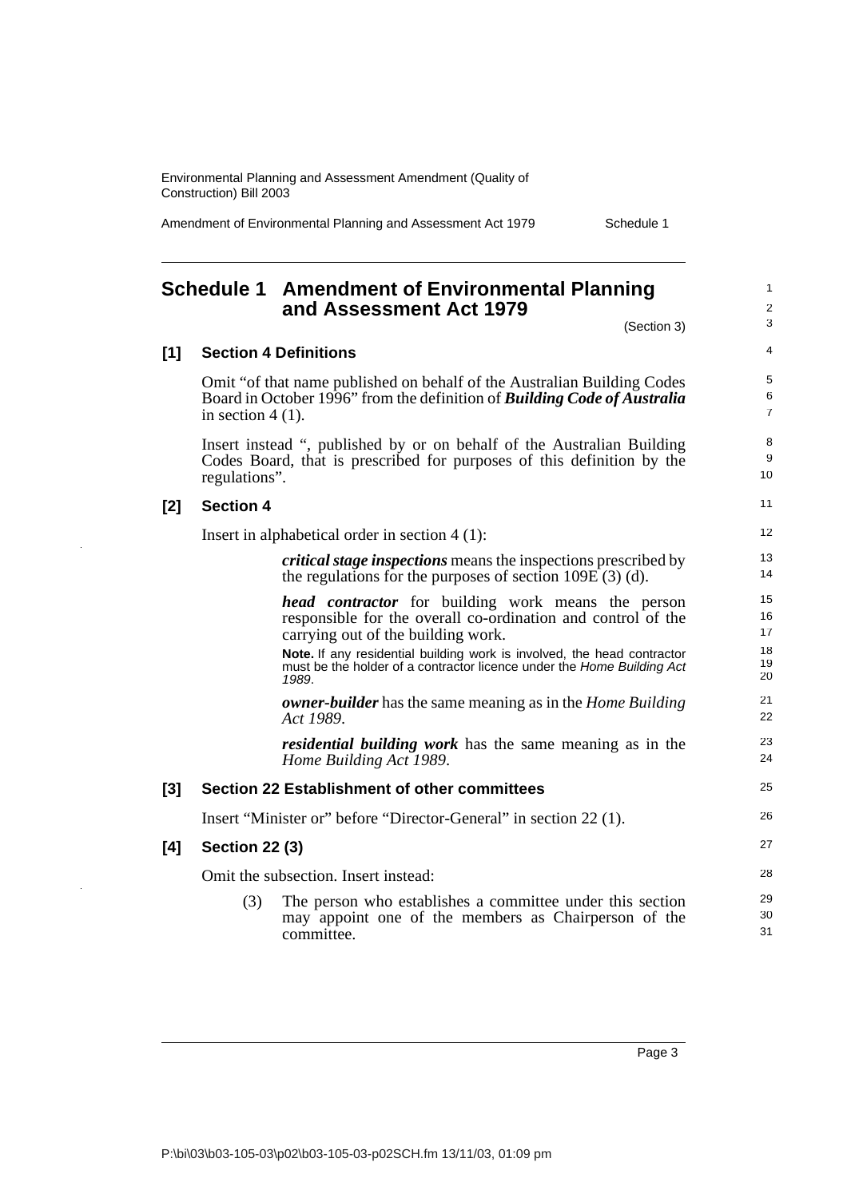# Schedule 1 Amendment of Environmental Planning and Assessment Act 1979

(Section 3)

## [1] Section 4 Definitions

Omit "of that name published on behalf of the Australian Building Codes Board in October 1996" from the definition of ***Building Code of Australia*** in section 4 (1).

Insert instead ", published by or on behalf of the Australian Building Codes Board, that is prescribed for purposes of this definition by the regulations".

## [2] Section 4

Insert in alphabetical order in section 4 (1):

> ***critical stage inspections*** means the inspections prescribed by the regulations for the purposes of section 109E (3) (d).
>
> ***head contractor*** for building work means the person responsible for the overall co-ordination and control of the carrying out of the building work.
>
> **Note.** If any residential building work is involved, the head contractor must be the holder of a contractor licence under the *Home Building Act 1989*.
>
> ***owner-builder*** has the same meaning as in the *Home Building Act 1989*.
>
> ***residential building work*** has the same meaning as in the *Home Building Act 1989*.

## [3] Section 22 Establishment of other committees

Insert "Minister or" before "Director-General" in section 22 (1).

## [4] Section 22 (3)

Omit the subsection. Insert instead:

> (3) The person who establishes a committee under this section may appoint one of the members as Chairperson of the committee.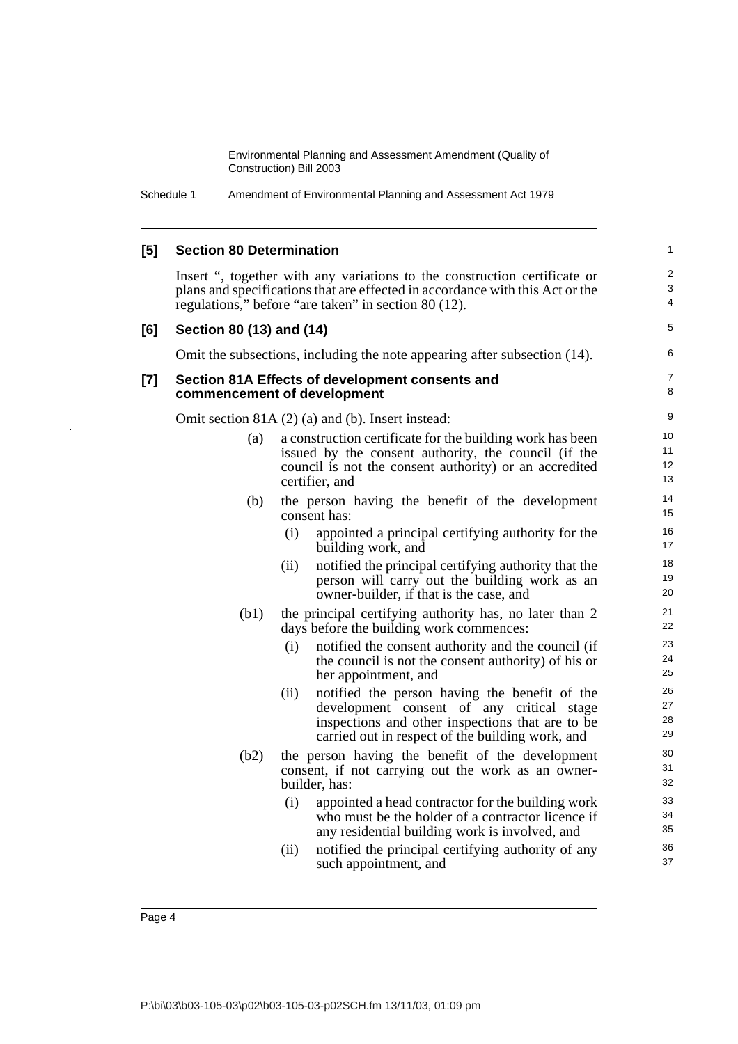**[5] Section 80 Determination**

Insert ", together with any variations to the construction certificate or plans and specifications that are effected in accordance with this Act or the regulations," before "are taken" in section 80 (12).

**[6] Section 80 (13) and (14)**

Omit the subsections, including the note appearing after subsection (14).

**[7] Section 81A Effects of development consents and commencement of development**

Omit section 81A (2) (a) and (b). Insert instead:

(a) a construction certificate for the building work has been issued by the consent authority, the council (if the council is not the consent authority) or an accredited certifier, and

(b) the person having the benefit of the development consent has:

(i) appointed a principal certifying authority for the building work, and

(ii) notified the principal certifying authority that the person will carry out the building work as an owner-builder, if that is the case, and

(b1) the principal certifying authority has, no later than 2 days before the building work commences:

(i) notified the consent authority and the council (if the council is not the consent authority) of his or her appointment, and

(ii) notified the person having the benefit of the development consent of any critical stage inspections and other inspections that are to be carried out in respect of the building work, and

(b2) the person having the benefit of the development consent, if not carrying out the work as an owner-builder, has:

(i) appointed a head contractor for the building work who must be the holder of a contractor licence if any residential building work is involved, and

(ii) notified the principal certifying authority of any such appointment, and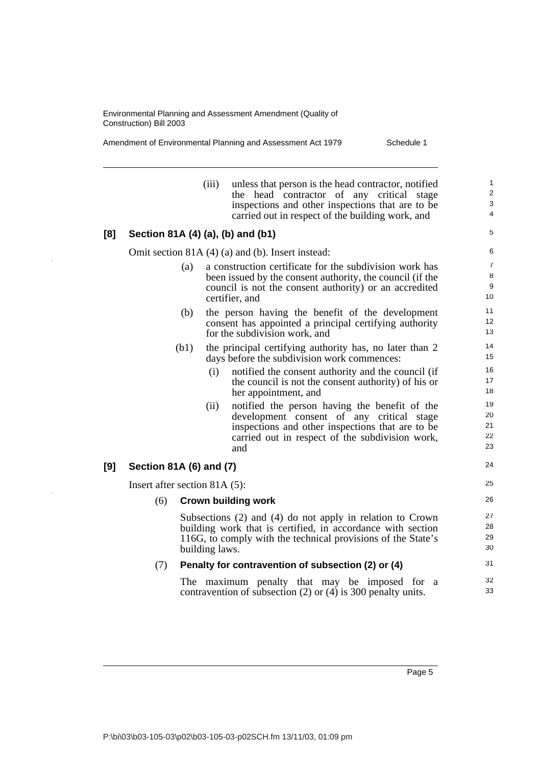(iii) unless that person is the head contractor, notified the head contractor of any critical stage inspections and other inspections that are to be carried out in respect of the building work, and

**[8] Section 81A (4) (a), (b) and (b1)**

Omit section 81A (4) (a) and (b). Insert instead:

(a) a construction certificate for the subdivision work has been issued by the consent authority, the council (if the council is not the consent authority) or an accredited certifier, and

(b) the person having the benefit of the development consent has appointed a principal certifying authority for the subdivision work, and

(b1) the principal certifying authority has, no later than 2 days before the subdivision work commences:

(i) notified the consent authority and the council (if the council is not the consent authority) of his or her appointment, and

(ii) notified the person having the benefit of the development consent of any critical stage inspections and other inspections that are to be carried out in respect of the subdivision work, and

**[9] Section 81A (6) and (7)**

Insert after section 81A (5):

(6) **Crown building work**

Subsections (2) and (4) do not apply in relation to Crown building work that is certified, in accordance with section 116G, to comply with the technical provisions of the State's building laws.

(7) **Penalty for contravention of subsection (2) or (4)**

The maximum penalty that may be imposed for a contravention of subsection (2) or (4) is 300 penalty units.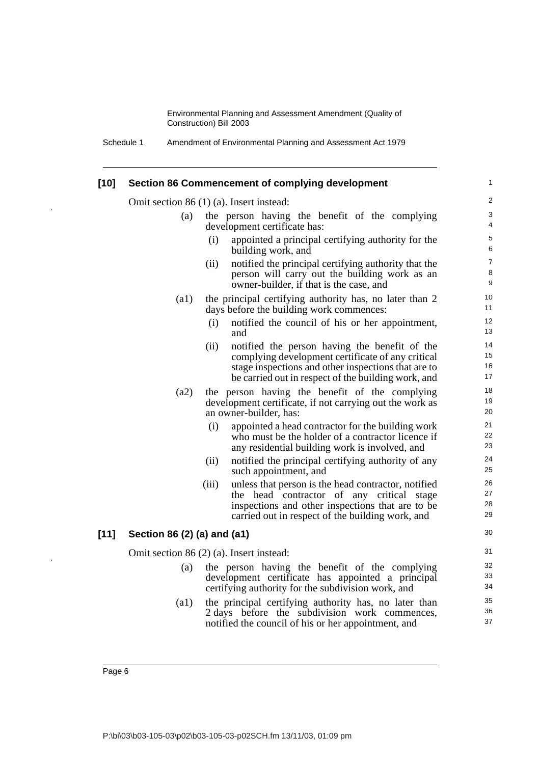### [10] Section 86 Commencement of complying development

Omit section 86 (1) (a). Insert instead:

(a) the person having the benefit of the complying development certificate has:

  (i) appointed a principal certifying authority for the building work, and

  (ii) notified the principal certifying authority that the person will carry out the building work as an owner-builder, if that is the case, and

(a1) the principal certifying authority has, no later than 2 days before the building work commences:

  (i) notified the council of his or her appointment, and

  (ii) notified the person having the benefit of the complying development certificate of any critical stage inspections and other inspections that are to be carried out in respect of the building work, and

(a2) the person having the benefit of the complying development certificate, if not carrying out the work as an owner-builder, has:

  (i) appointed a head contractor for the building work who must be the holder of a contractor licence if any residential building work is involved, and

  (ii) notified the principal certifying authority of any such appointment, and

  (iii) unless that person is the head contractor, notified the head contractor of any critical stage inspections and other inspections that are to be carried out in respect of the building work, and

### [11] Section 86 (2) (a) and (a1)

Omit section 86 (2) (a). Insert instead:

(a) the person having the benefit of the complying development certificate has appointed a principal certifying authority for the subdivision work, and

(a1) the principal certifying authority has, no later than 2 days before the subdivision work commences, notified the council of his or her appointment, and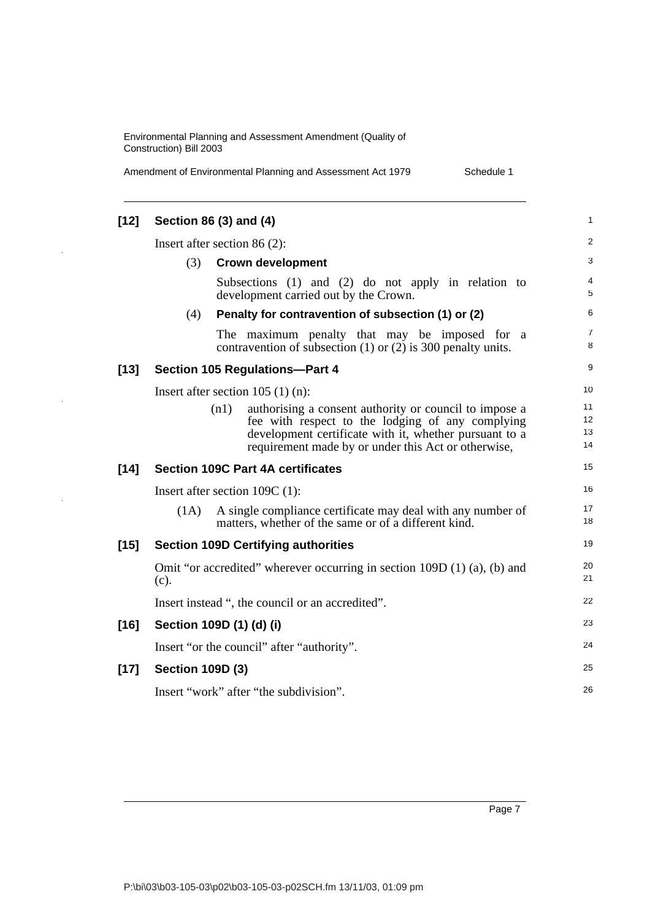## [12] Section 86 (3) and (4)

Insert after section 86 (2):

(3) **Crown development**

Subsections (1) and (2) do not apply in relation to development carried out by the Crown.

(4) **Penalty for contravention of subsection (1) or (2)**

The maximum penalty that may be imposed for a contravention of subsection (1) or (2) is 300 penalty units.

## [13] Section 105 Regulations—Part 4

Insert after section 105 (1) (n):

(n1) authorising a consent authority or council to impose a fee with respect to the lodging of any complying development certificate with it, whether pursuant to a requirement made by or under this Act or otherwise,

## [14] Section 109C Part 4A certificates

Insert after section 109C (1):

(1A) A single compliance certificate may deal with any number of matters, whether of the same or of a different kind.

## [15] Section 109D Certifying authorities

Omit "or accredited" wherever occurring in section 109D (1) (a), (b) and (c).

Insert instead ", the council or an accredited".

## [16] Section 109D (1) (d) (i)

Insert "or the council" after "authority".

## [17] Section 109D (3)

Insert "work" after "the subdivision".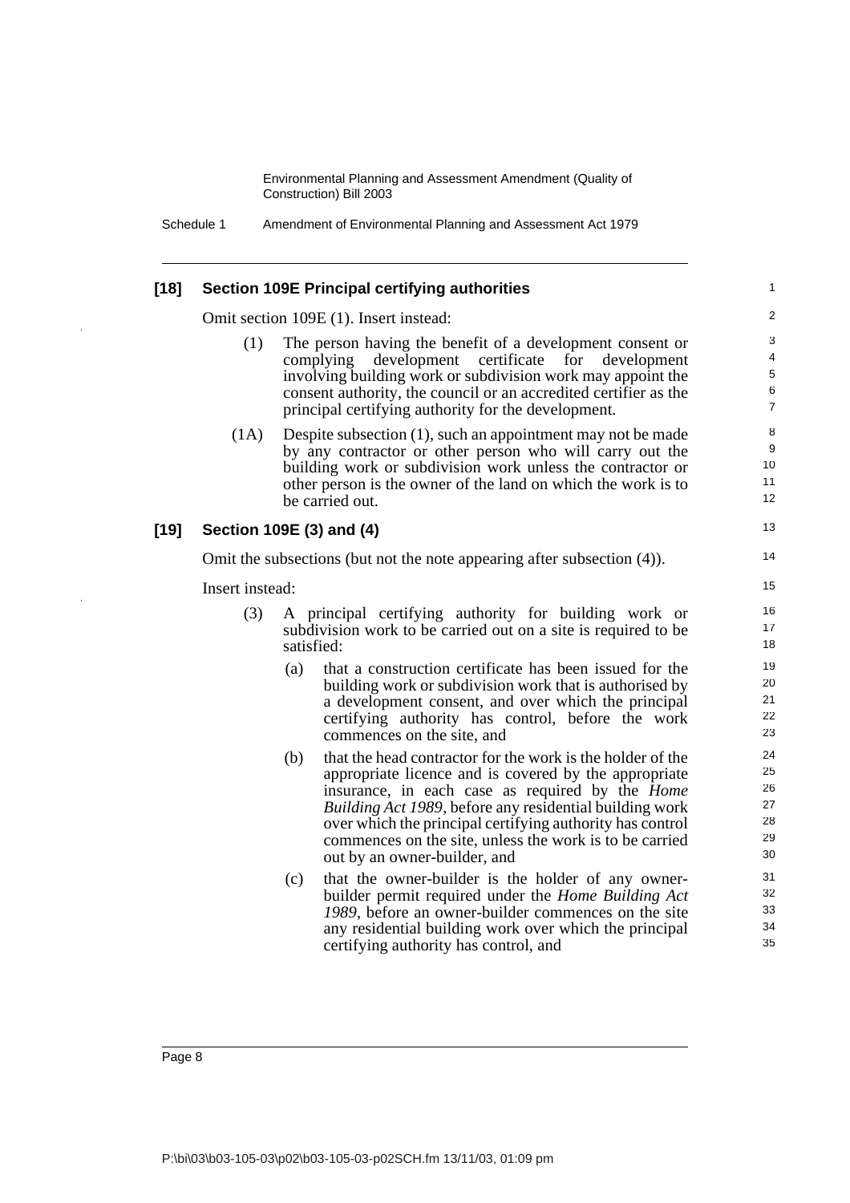**[18] Section 109E Principal certifying authorities**

Omit section 109E (1). Insert instead:

(1) The person having the benefit of a development consent or complying development certificate for development involving building work or subdivision work may appoint the consent authority, the council or an accredited certifier as the principal certifying authority for the development.

(1A) Despite subsection (1), such an appointment may not be made by any contractor or other person who will carry out the building work or subdivision work unless the contractor or other person is the owner of the land on which the work is to be carried out.

**[19] Section 109E (3) and (4)**

Omit the subsections (but not the note appearing after subsection (4)).

Insert instead:

(3) A principal certifying authority for building work or subdivision work to be carried out on a site is required to be satisfied:

(a) that a construction certificate has been issued for the building work or subdivision work that is authorised by a development consent, and over which the principal certifying authority has control, before the work commences on the site, and

(b) that the head contractor for the work is the holder of the appropriate licence and is covered by the appropriate insurance, in each case as required by the *Home Building Act 1989*, before any residential building work over which the principal certifying authority has control commences on the site, unless the work is to be carried out by an owner-builder, and

(c) that the owner-builder is the holder of any owner-builder permit required under the *Home Building Act 1989*, before an owner-builder commences on the site any residential building work over which the principal certifying authority has control, and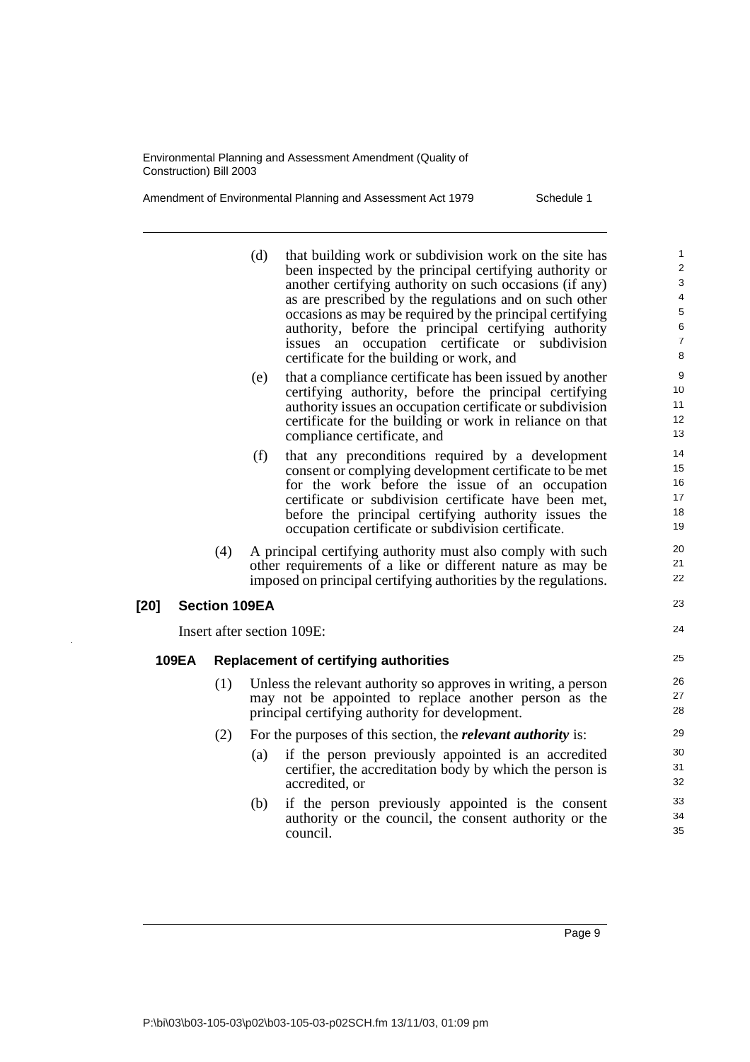(d) that building work or subdivision work on the site has been inspected by the principal certifying authority or another certifying authority on such occasions (if any) as are prescribed by the regulations and on such other occasions as may be required by the principal certifying authority, before the principal certifying authority issues an occupation certificate or subdivision certificate for the building or work, and

(e) that a compliance certificate has been issued by another certifying authority, before the principal certifying authority issues an occupation certificate or subdivision certificate for the building or work in reliance on that compliance certificate, and

(f) that any preconditions required by a development consent or complying development certificate to be met for the work before the issue of an occupation certificate or subdivision certificate have been met, before the principal certifying authority issues the occupation certificate or subdivision certificate.

(4) A principal certifying authority must also comply with such other requirements of a like or different nature as may be imposed on principal certifying authorities by the regulations.

### [20] Section 109EA

Insert after section 109E:

#### 109EA Replacement of certifying authorities

(1) Unless the relevant authority so approves in writing, a person may not be appointed to replace another person as the principal certifying authority for development.

(2) For the purposes of this section, the ***relevant authority*** is:

(a) if the person previously appointed is an accredited certifier, the accreditation body by which the person is accredited, or

(b) if the person previously appointed is the consent authority or the council, the consent authority or the council.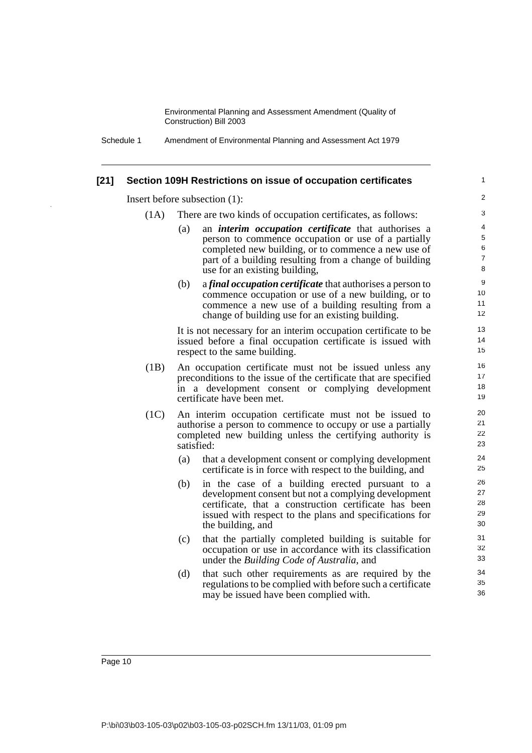### [21] Section 109H Restrictions on issue of occupation certificates

Insert before subsection (1):

(1A) There are two kinds of occupation certificates, as follows:

(a) an ***interim occupation certificate*** that authorises a person to commence occupation or use of a partially completed new building, or to commence a new use of part of a building resulting from a change of building use for an existing building,

(b) a ***final occupation certificate*** that authorises a person to commence occupation or use of a new building, or to commence a new use of a building resulting from a change of building use for an existing building.

It is not necessary for an interim occupation certificate to be issued before a final occupation certificate is issued with respect to the same building.

(1B) An occupation certificate must not be issued unless any preconditions to the issue of the certificate that are specified in a development consent or complying development certificate have been met.

(1C) An interim occupation certificate must not be issued to authorise a person to commence to occupy or use a partially completed new building unless the certifying authority is satisfied:

(a) that a development consent or complying development certificate is in force with respect to the building, and

(b) in the case of a building erected pursuant to a development consent but not a complying development certificate, that a construction certificate has been issued with respect to the plans and specifications for the building, and

(c) that the partially completed building is suitable for occupation or use in accordance with its classification under the *Building Code of Australia*, and

(d) that such other requirements as are required by the regulations to be complied with before such a certificate may be issued have been complied with.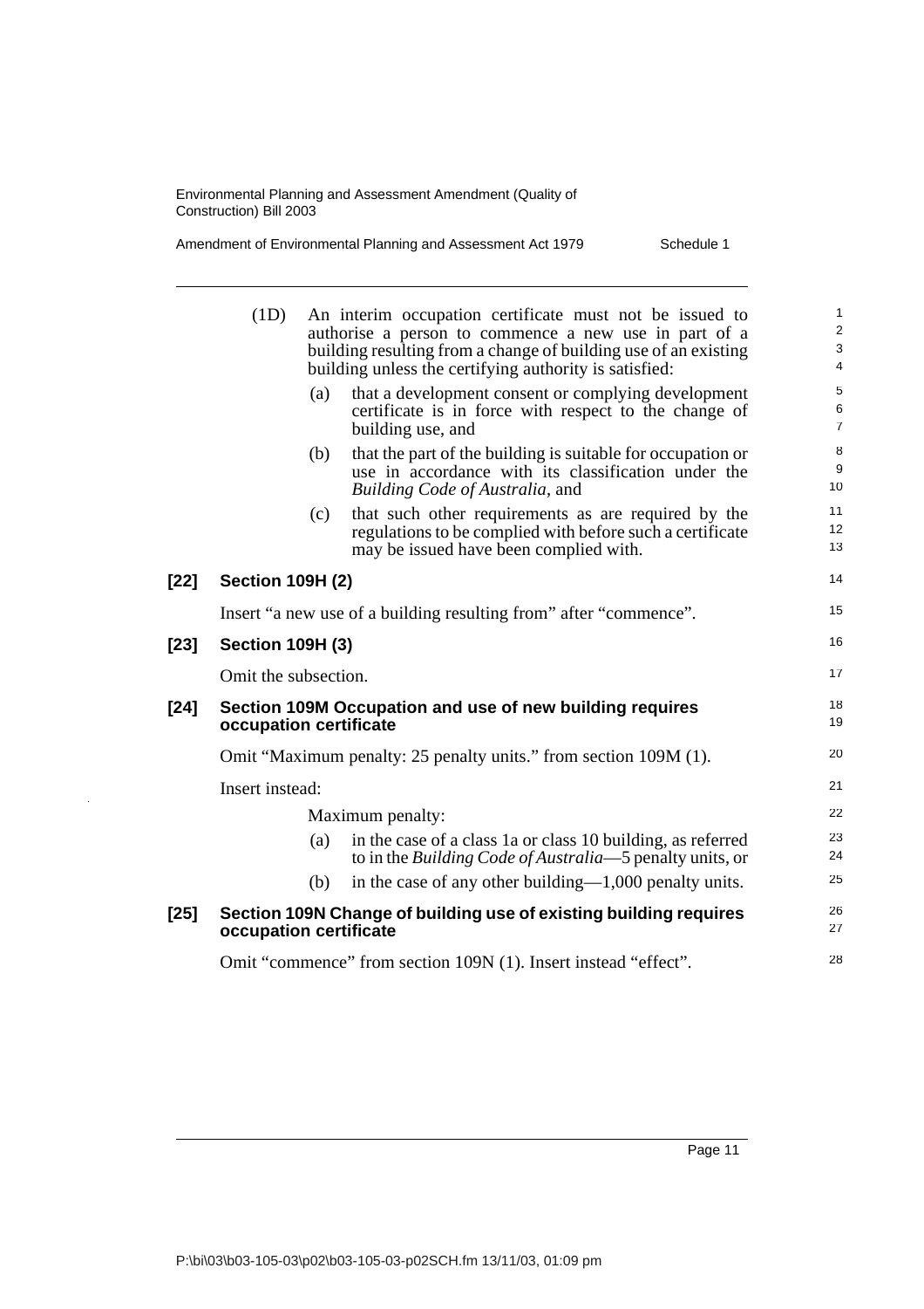(1D) An interim occupation certificate must not be issued to authorise a person to commence a new use in part of a building resulting from a change of building use of an existing building unless the certifying authority is satisfied:

(a) that a development consent or complying development certificate is in force with respect to the change of building use, and

(b) that the part of the building is suitable for occupation or use in accordance with its classification under the *Building Code of Australia*, and

(c) that such other requirements as are required by the regulations to be complied with before such a certificate may be issued have been complied with.

**[22] Section 109H (2)**

Insert "a new use of a building resulting from" after "commence".

**[23] Section 109H (3)**

Omit the subsection.

**[24] Section 109M Occupation and use of new building requires occupation certificate**

Omit "Maximum penalty: 25 penalty units." from section 109M (1).

Insert instead:

Maximum penalty:

(a) in the case of a class 1a or class 10 building, as referred to in the *Building Code of Australia*—5 penalty units, or

(b) in the case of any other building—1,000 penalty units.

**[25] Section 109N Change of building use of existing building requires occupation certificate**

Omit "commence" from section 109N (1). Insert instead "effect".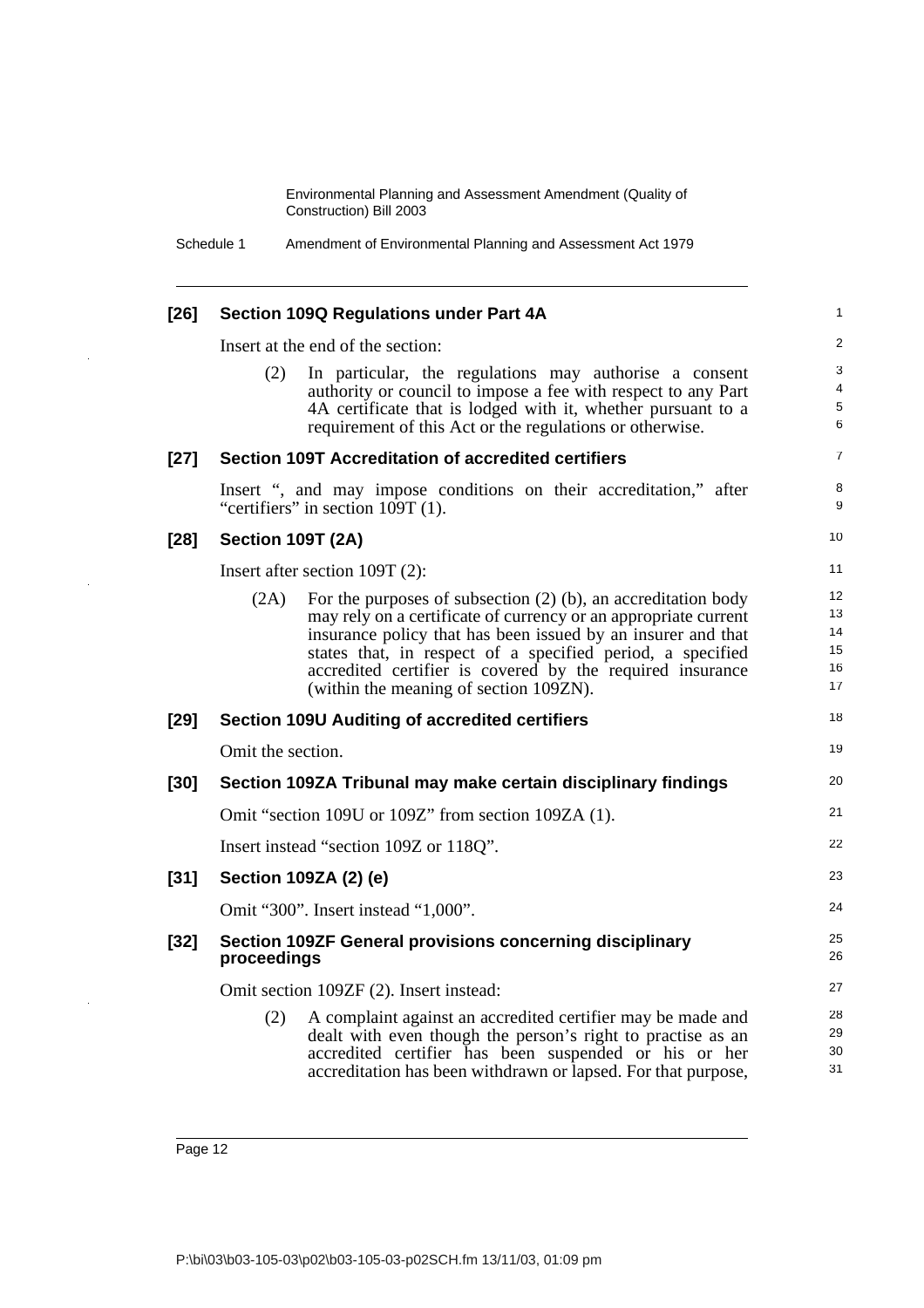**[26] Section 109Q Regulations under Part 4A**

Insert at the end of the section:

(2) In particular, the regulations may authorise a consent authority or council to impose a fee with respect to any Part 4A certificate that is lodged with it, whether pursuant to a requirement of this Act or the regulations or otherwise.

**[27] Section 109T Accreditation of accredited certifiers**

Insert ", and may impose conditions on their accreditation," after "certifiers" in section 109T (1).

**[28] Section 109T (2A)**

Insert after section 109T (2):

(2A) For the purposes of subsection (2) (b), an accreditation body may rely on a certificate of currency or an appropriate current insurance policy that has been issued by an insurer and that states that, in respect of a specified period, a specified accredited certifier is covered by the required insurance (within the meaning of section 109ZN).

**[29] Section 109U Auditing of accredited certifiers**

Omit the section.

**[30] Section 109ZA Tribunal may make certain disciplinary findings**

Omit "section 109U or 109Z" from section 109ZA (1).

Insert instead "section 109Z or 118Q".

**[31] Section 109ZA (2) (e)**

Omit "300". Insert instead "1,000".

**[32] Section 109ZF General provisions concerning disciplinary proceedings**

Omit section 109ZF (2). Insert instead:

(2) A complaint against an accredited certifier may be made and dealt with even though the person's right to practise as an accredited certifier has been suspended or his or her accreditation has been withdrawn or lapsed. For that purpose,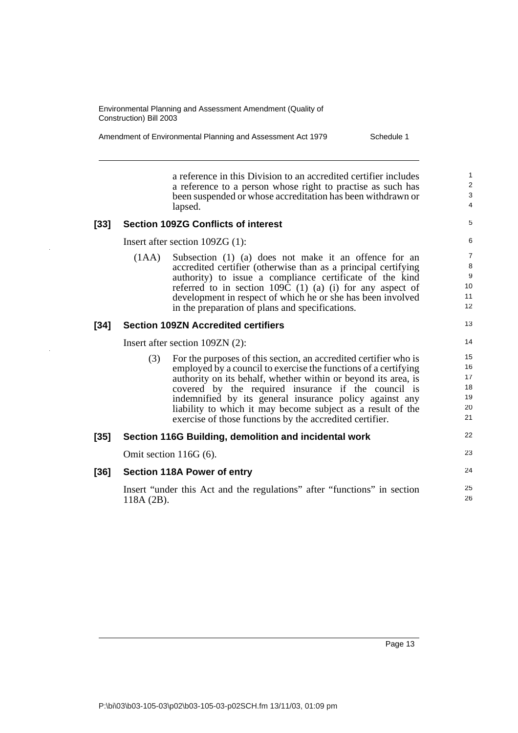a reference in this Division to an accredited certifier includes a reference to a person whose right to practise as such has been suspended or whose accreditation has been withdrawn or lapsed.

### [33] Section 109ZG Conflicts of interest

Insert after section 109ZG (1):

(1AA) Subsection (1) (a) does not make it an offence for an accredited certifier (otherwise than as a principal certifying authority) to issue a compliance certificate of the kind referred to in section 109C (1) (a) (i) for any aspect of development in respect of which he or she has been involved in the preparation of plans and specifications.

### [34] Section 109ZN Accredited certifiers

Insert after section 109ZN (2):

(3) For the purposes of this section, an accredited certifier who is employed by a council to exercise the functions of a certifying authority on its behalf, whether within or beyond its area, is covered by the required insurance if the council is indemnified by its general insurance policy against any liability to which it may become subject as a result of the exercise of those functions by the accredited certifier.

### [35] Section 116G Building, demolition and incidental work

Omit section 116G (6).

### [36] Section 118A Power of entry

Insert "under this Act and the regulations" after "functions" in section 118A (2B).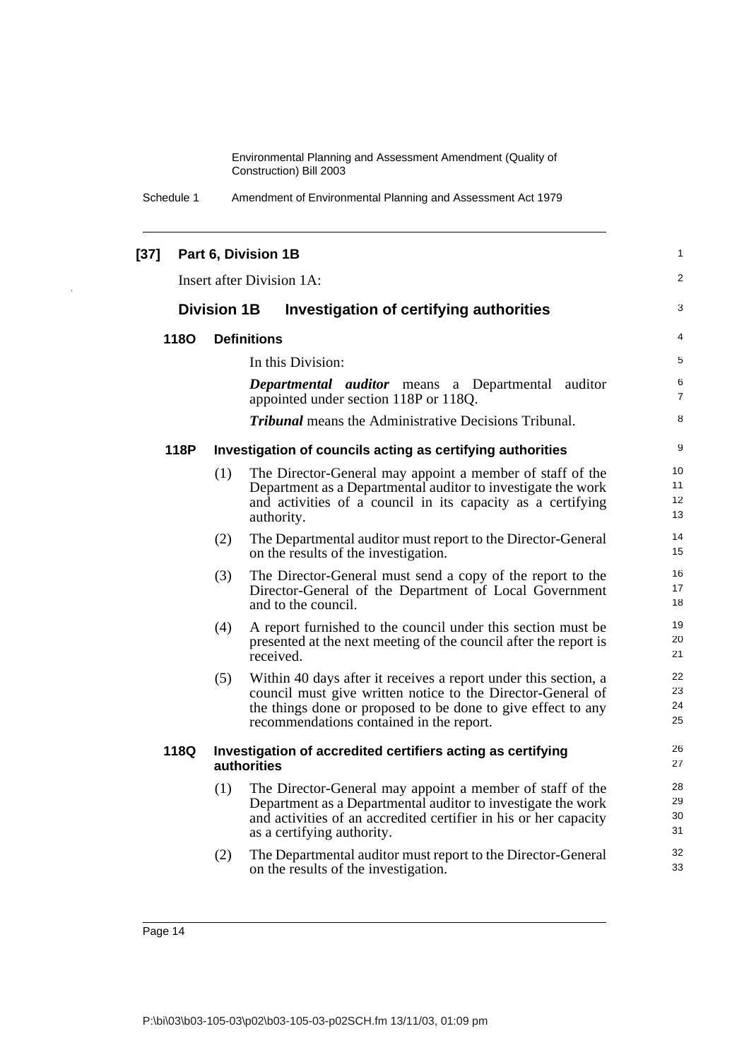**[37] Part 6, Division 1B**

Insert after Division 1A:

## Division 1B Investigation of certifying authorities

### 118O Definitions

In this Division:

***Departmental auditor*** means a Departmental auditor appointed under section 118P or 118Q.

***Tribunal*** means the Administrative Decisions Tribunal.

### 118P Investigation of councils acting as certifying authorities

(1) The Director-General may appoint a member of staff of the Department as a Departmental auditor to investigate the work and activities of a council in its capacity as a certifying authority.

(2) The Departmental auditor must report to the Director-General on the results of the investigation.

(3) The Director-General must send a copy of the report to the Director-General of the Department of Local Government and to the council.

(4) A report furnished to the council under this section must be presented at the next meeting of the council after the report is received.

(5) Within 40 days after it receives a report under this section, a council must give written notice to the Director-General of the things done or proposed to be done to give effect to any recommendations contained in the report.

### 118Q Investigation of accredited certifiers acting as certifying authorities

(1) The Director-General may appoint a member of staff of the Department as a Departmental auditor to investigate the work and activities of an accredited certifier in his or her capacity as a certifying authority.

(2) The Departmental auditor must report to the Director-General on the results of the investigation.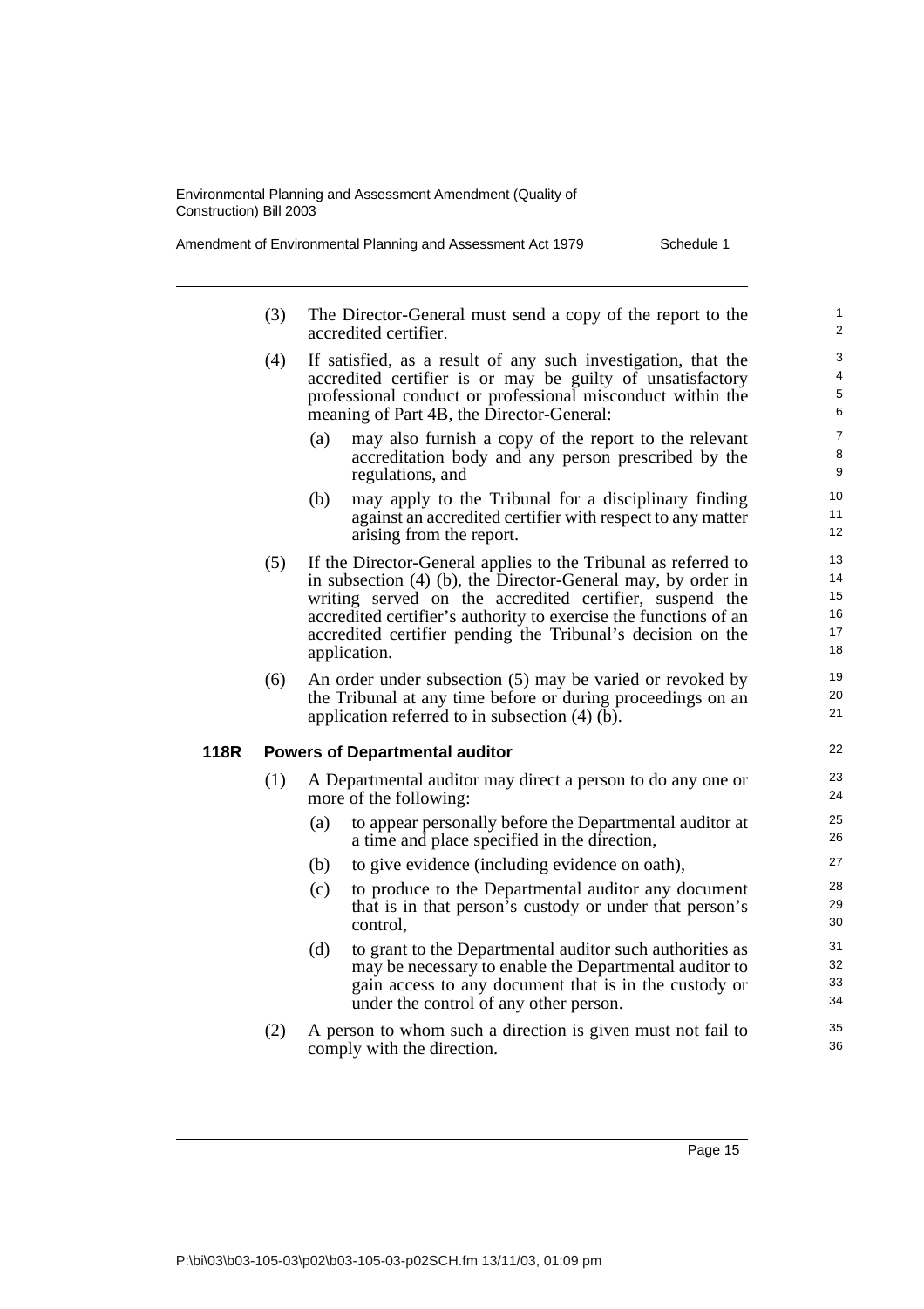(3) The Director-General must send a copy of the report to the accredited certifier.

(4) If satisfied, as a result of any such investigation, that the accredited certifier is or may be guilty of unsatisfactory professional conduct or professional misconduct within the meaning of Part 4B, the Director-General:

- (a) may also furnish a copy of the report to the relevant accreditation body and any person prescribed by the regulations, and
- (b) may apply to the Tribunal for a disciplinary finding against an accredited certifier with respect to any matter arising from the report.

(5) If the Director-General applies to the Tribunal as referred to in subsection (4) (b), the Director-General may, by order in writing served on the accredited certifier, suspend the accredited certifier's authority to exercise the functions of an accredited certifier pending the Tribunal's decision on the application.

(6) An order under subsection (5) may be varied or revoked by the Tribunal at any time before or during proceedings on an application referred to in subsection (4) (b).

### 118R Powers of Departmental auditor

(1) A Departmental auditor may direct a person to do any one or more of the following:

- (a) to appear personally before the Departmental auditor at a time and place specified in the direction,
- (b) to give evidence (including evidence on oath),
- (c) to produce to the Departmental auditor any document that is in that person's custody or under that person's control,
- (d) to grant to the Departmental auditor such authorities as may be necessary to enable the Departmental auditor to gain access to any document that is in the custody or under the control of any other person.

(2) A person to whom such a direction is given must not fail to comply with the direction.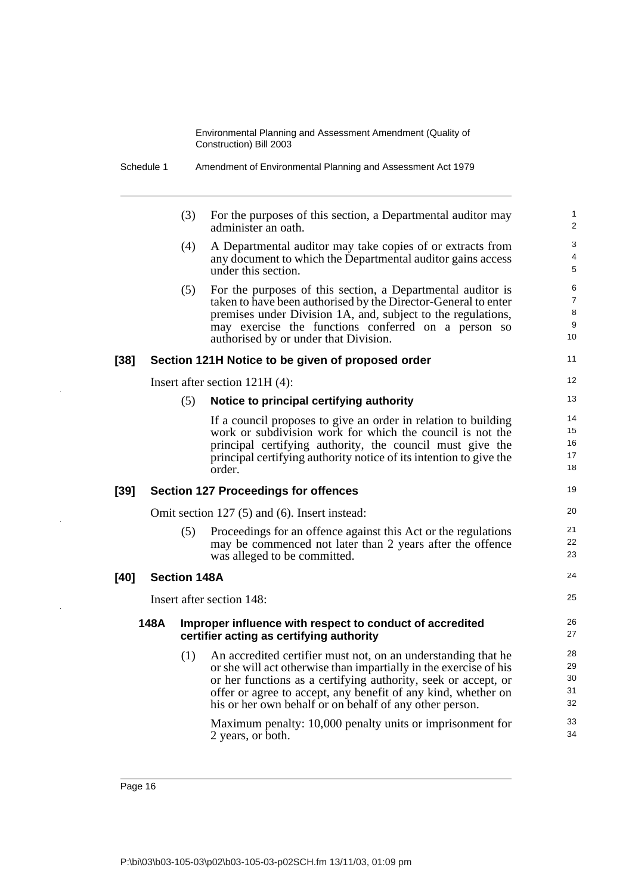(3) For the purposes of this section, a Departmental auditor may administer an oath.

(4) A Departmental auditor may take copies of or extracts from any document to which the Departmental auditor gains access under this section.

(5) For the purposes of this section, a Departmental auditor is taken to have been authorised by the Director-General to enter premises under Division 1A, and, subject to the regulations, may exercise the functions conferred on a person so authorised by or under that Division.

### [38] Section 121H Notice to be given of proposed order

Insert after section 121H (4):

(5) **Notice to principal certifying authority**

If a council proposes to give an order in relation to building work or subdivision work for which the council is not the principal certifying authority, the council must give the principal certifying authority notice of its intention to give the order.

### [39] Section 127 Proceedings for offences

Omit section 127 (5) and (6). Insert instead:

(5) Proceedings for an offence against this Act or the regulations may be commenced not later than 2 years after the offence was alleged to be committed.

### [40] Section 148A

Insert after section 148:

#### 148A Improper influence with respect to conduct of accredited certifier acting as certifying authority

(1) An accredited certifier must not, on an understanding that he or she will act otherwise than impartially in the exercise of his or her functions as a certifying authority, seek or accept, or offer or agree to accept, any benefit of any kind, whether on his or her own behalf or on behalf of any other person.

Maximum penalty: 10,000 penalty units or imprisonment for 2 years, or both.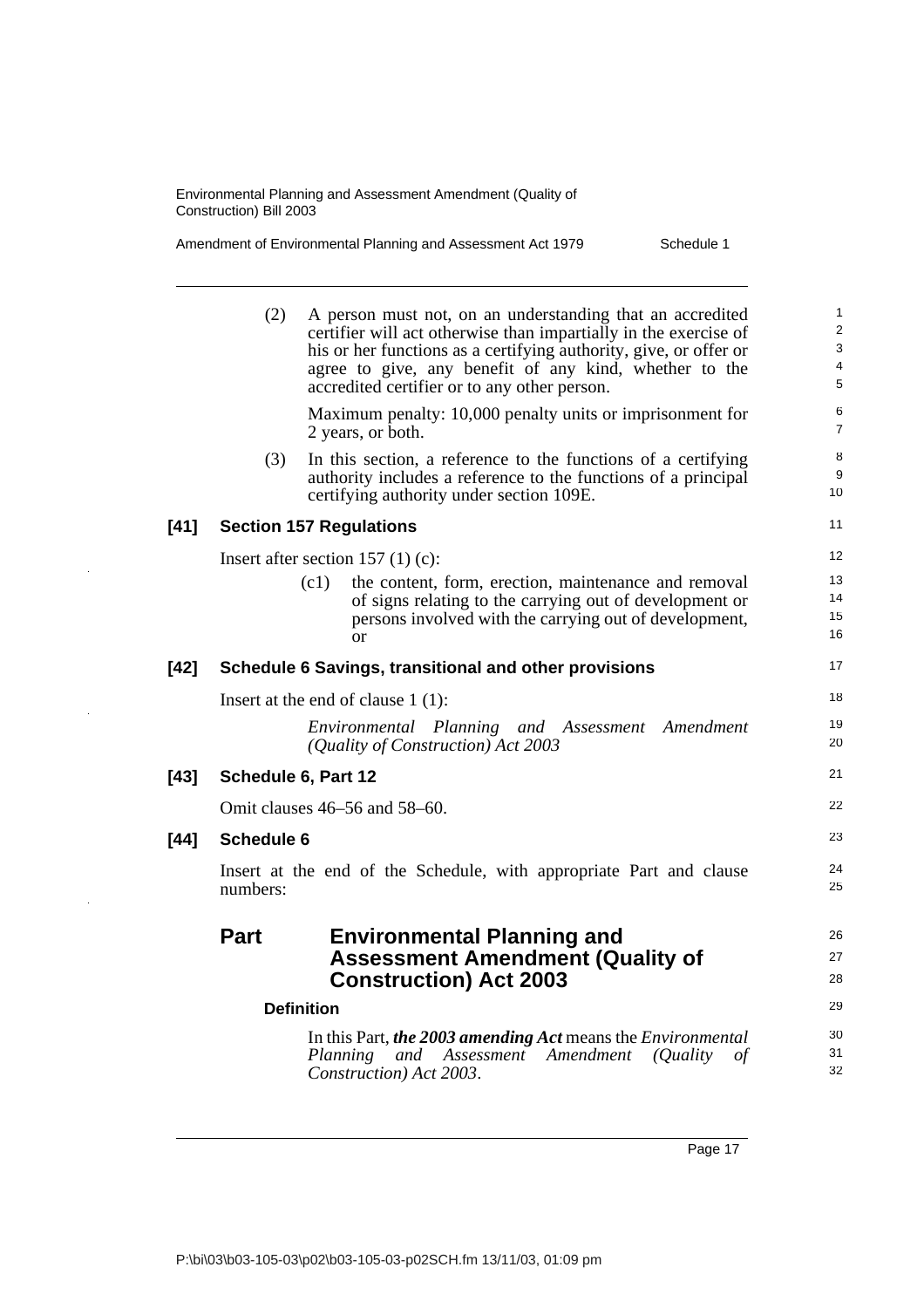(2) A person must not, on an understanding that an accredited certifier will act otherwise than impartially in the exercise of his or her functions as a certifying authority, give, or offer or agree to give, any benefit of any kind, whether to the accredited certifier or to any other person.

Maximum penalty: 10,000 penalty units or imprisonment for 2 years, or both.

(3) In this section, a reference to the functions of a certifying authority includes a reference to the functions of a principal certifying authority under section 109E.

**[41] Section 157 Regulations**

Insert after section 157 (1) (c):

(c1) the content, form, erection, maintenance and removal of signs relating to the carrying out of development or persons involved with the carrying out of development, or

**[42] Schedule 6 Savings, transitional and other provisions**

Insert at the end of clause 1 (1):

*Environmental Planning and Assessment Amendment (Quality of Construction) Act 2003*

**[43] Schedule 6, Part 12**

Omit clauses 46–56 and 58–60.

**[44] Schedule 6**

Insert at the end of the Schedule, with appropriate Part and clause numbers:

## Part Environmental Planning and Assessment Amendment (Quality of Construction) Act 2003

**Definition**

In this Part, ***the 2003 amending Act*** means the *Environmental Planning and Assessment Amendment (Quality of Construction) Act 2003*.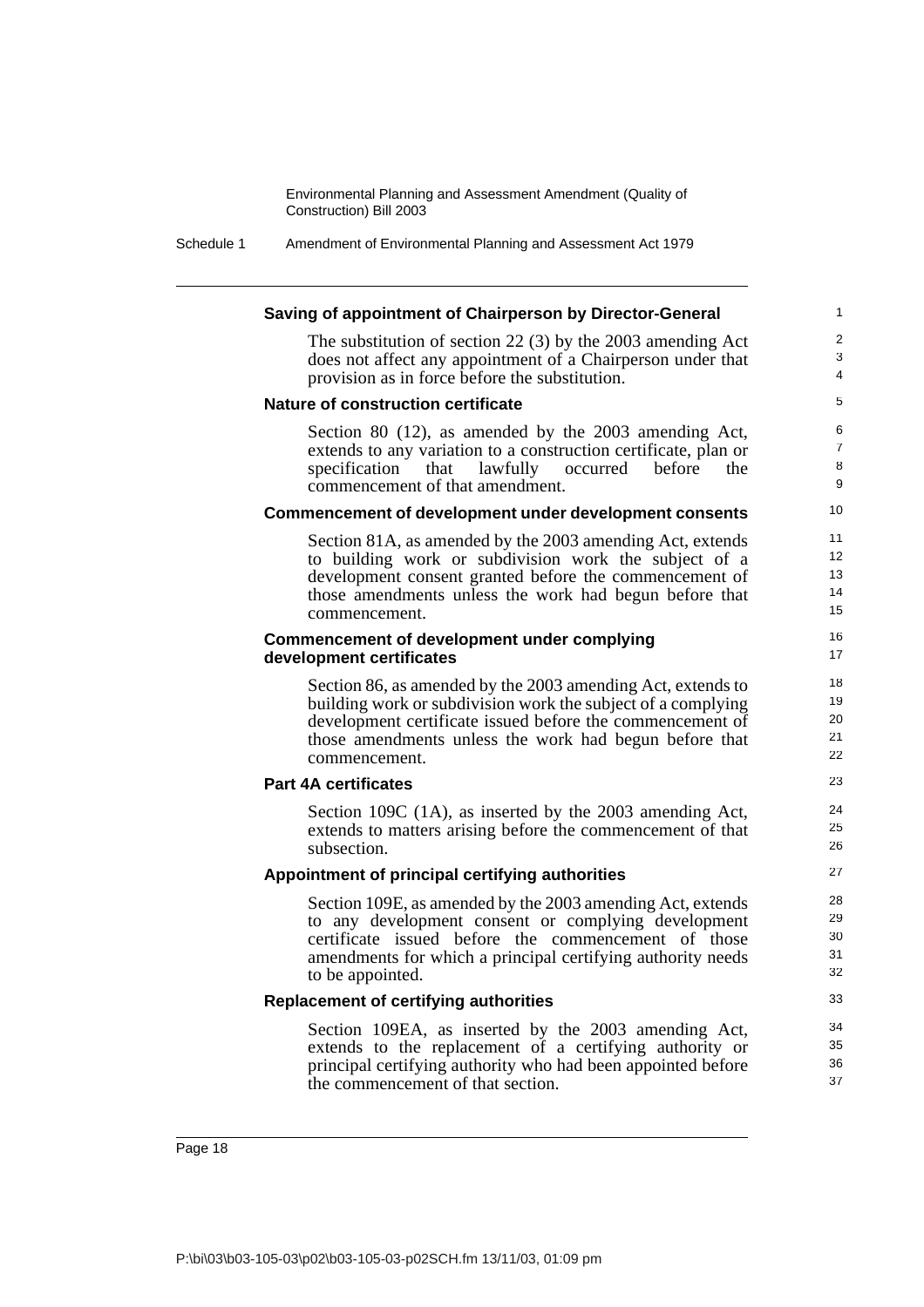**Saving of appointment of Chairperson by Director-General**

The substitution of section 22 (3) by the 2003 amending Act does not affect any appointment of a Chairperson under that provision as in force before the substitution.

**Nature of construction certificate**

Section 80 (12), as amended by the 2003 amending Act, extends to any variation to a construction certificate, plan or specification that lawfully occurred before the commencement of that amendment.

**Commencement of development under development consents**

Section 81A, as amended by the 2003 amending Act, extends to building work or subdivision work the subject of a development consent granted before the commencement of those amendments unless the work had begun before that commencement.

**Commencement of development under complying development certificates**

Section 86, as amended by the 2003 amending Act, extends to building work or subdivision work the subject of a complying development certificate issued before the commencement of those amendments unless the work had begun before that commencement.

**Part 4A certificates**

Section 109C (1A), as inserted by the 2003 amending Act, extends to matters arising before the commencement of that subsection.

**Appointment of principal certifying authorities**

Section 109E, as amended by the 2003 amending Act, extends to any development consent or complying development certificate issued before the commencement of those amendments for which a principal certifying authority needs to be appointed.

**Replacement of certifying authorities**

Section 109EA, as inserted by the 2003 amending Act, extends to the replacement of a certifying authority or principal certifying authority who had been appointed before the commencement of that section.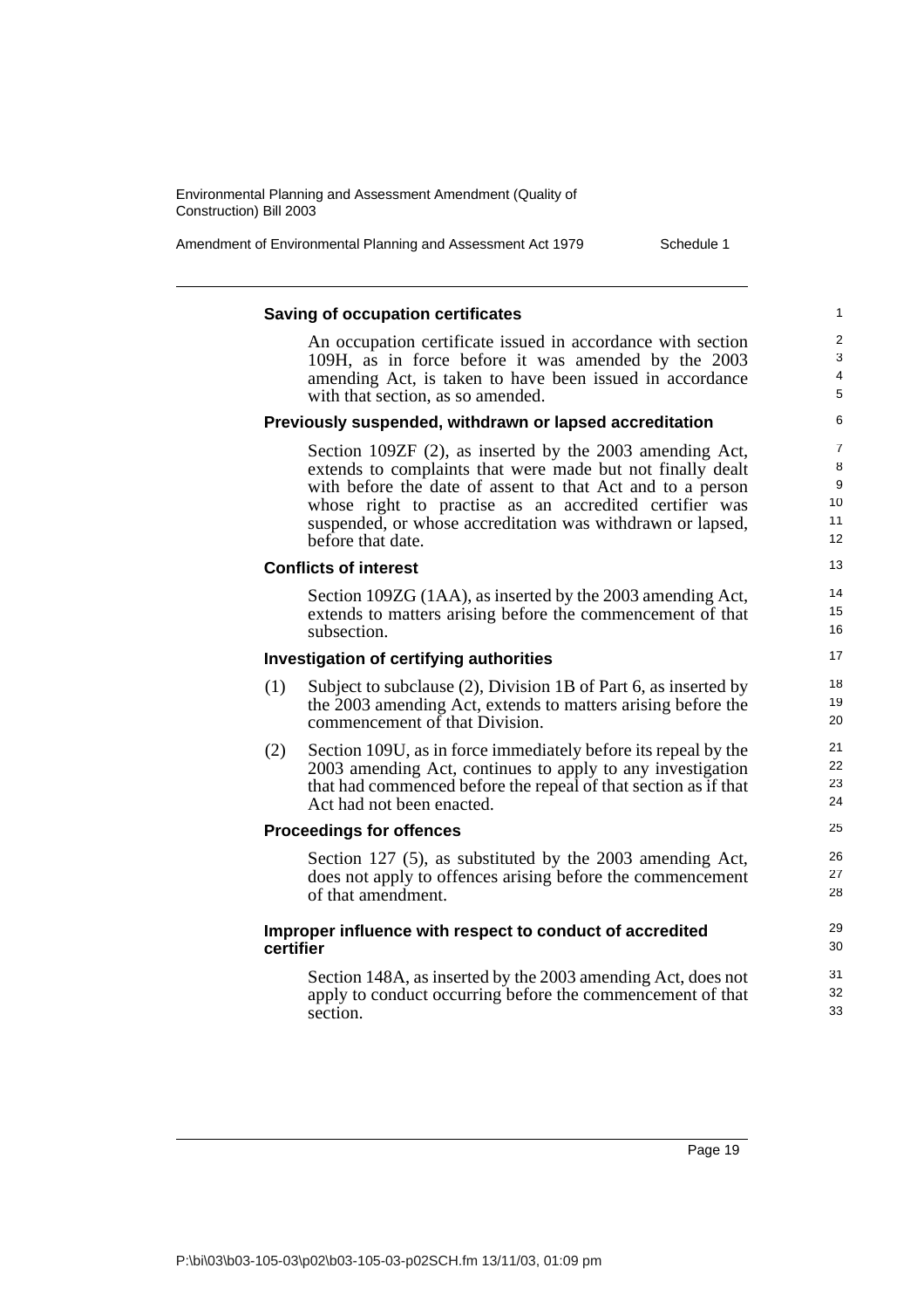**Saving of occupation certificates**

An occupation certificate issued in accordance with section 109H, as in force before it was amended by the 2003 amending Act, is taken to have been issued in accordance with that section, as so amended.

**Previously suspended, withdrawn or lapsed accreditation**

Section 109ZF (2), as inserted by the 2003 amending Act, extends to complaints that were made but not finally dealt with before the date of assent to that Act and to a person whose right to practise as an accredited certifier was suspended, or whose accreditation was withdrawn or lapsed, before that date.

**Conflicts of interest**

Section 109ZG (1AA), as inserted by the 2003 amending Act, extends to matters arising before the commencement of that subsection.

**Investigation of certifying authorities**

(1) Subject to subclause (2), Division 1B of Part 6, as inserted by the 2003 amending Act, extends to matters arising before the commencement of that Division.

(2) Section 109U, as in force immediately before its repeal by the 2003 amending Act, continues to apply to any investigation that had commenced before the repeal of that section as if that Act had not been enacted.

**Proceedings for offences**

Section 127 (5), as substituted by the 2003 amending Act, does not apply to offences arising before the commencement of that amendment.

**Improper influence with respect to conduct of accredited certifier**

Section 148A, as inserted by the 2003 amending Act, does not apply to conduct occurring before the commencement of that section.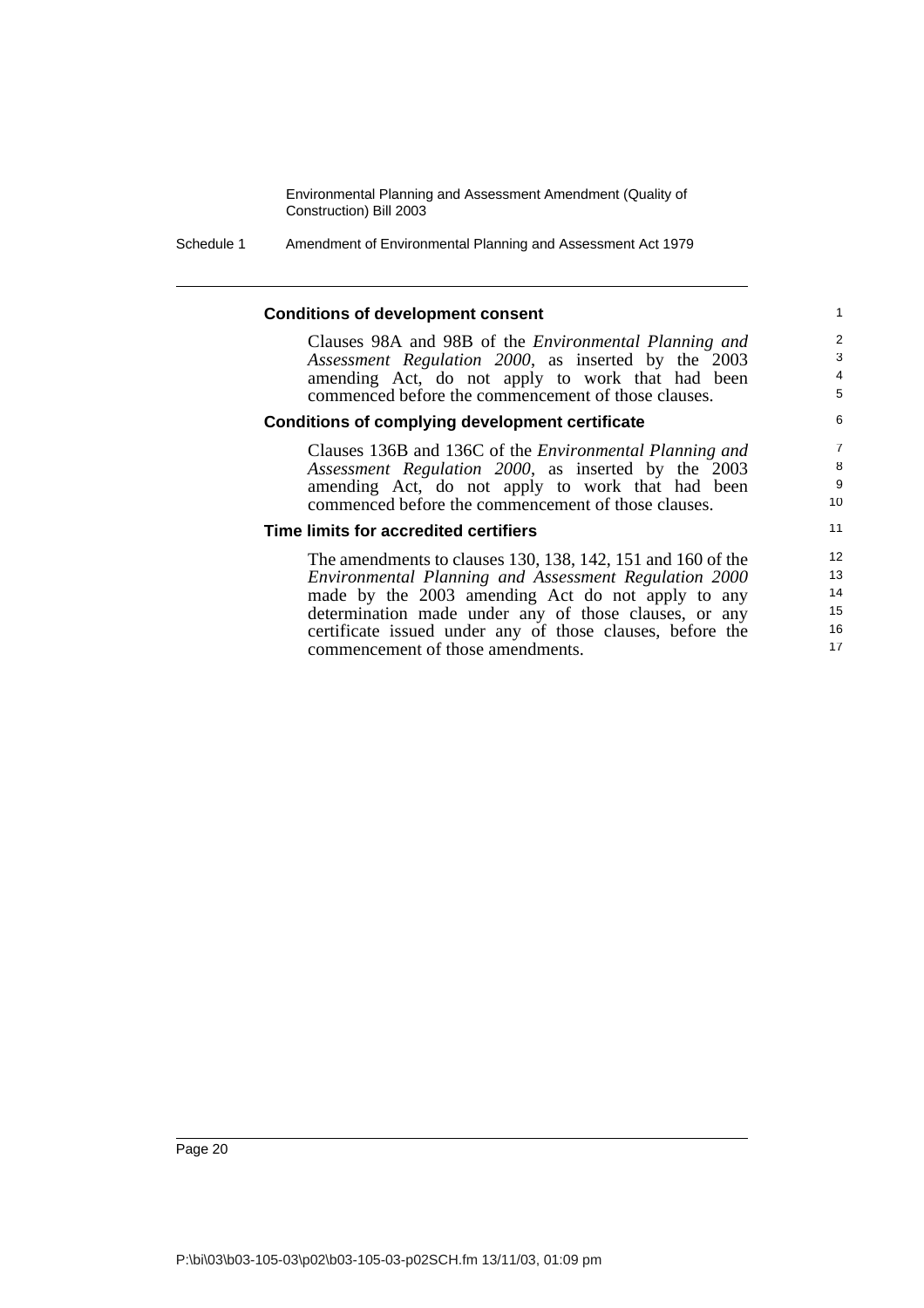### Conditions of development consent

Clauses 98A and 98B of the *Environmental Planning and Assessment Regulation 2000*, as inserted by the 2003 amending Act, do not apply to work that had been commenced before the commencement of those clauses.

### Conditions of complying development certificate

Clauses 136B and 136C of the *Environmental Planning and Assessment Regulation 2000*, as inserted by the 2003 amending Act, do not apply to work that had been commenced before the commencement of those clauses.

### Time limits for accredited certifiers

The amendments to clauses 130, 138, 142, 151 and 160 of the *Environmental Planning and Assessment Regulation 2000* made by the 2003 amending Act do not apply to any determination made under any of those clauses, or any certificate issued under any of those clauses, before the commencement of those amendments.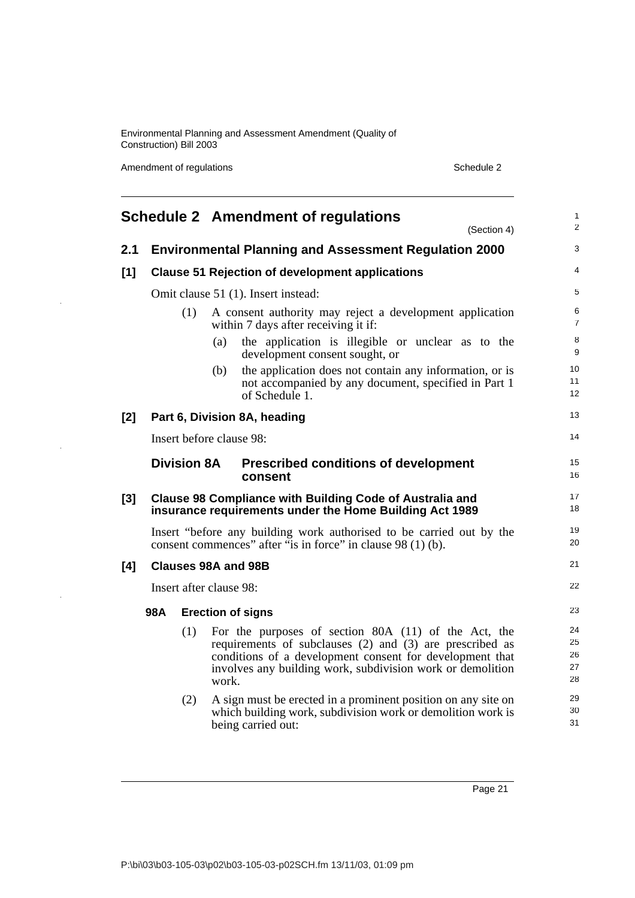# Schedule 2 Amendment of regulations

(Section 4)

## 2.1 Environmental Planning and Assessment Regulation 2000

### [1] Clause 51 Rejection of development applications

Omit clause 51 (1). Insert instead:

(1) A consent authority may reject a development application within 7 days after receiving it if:

(a) the application is illegible or unclear as to the development consent sought, or

(b) the application does not contain any information, or is not accompanied by any document, specified in Part 1 of Schedule 1.

### [2] Part 6, Division 8A, heading

Insert before clause 98:

**Division 8A Prescribed conditions of development consent**

### [3] Clause 98 Compliance with Building Code of Australia and insurance requirements under the Home Building Act 1989

Insert "before any building work authorised to be carried out by the consent commences" after "is in force" in clause 98 (1) (b).

### [4] Clauses 98A and 98B

Insert after clause 98:

**98A Erection of signs**

(1) For the purposes of section 80A (11) of the Act, the requirements of subclauses (2) and (3) are prescribed as conditions of a development consent for development that involves any building work, subdivision work or demolition work.

(2) A sign must be erected in a prominent position on any site on which building work, subdivision work or demolition work is being carried out: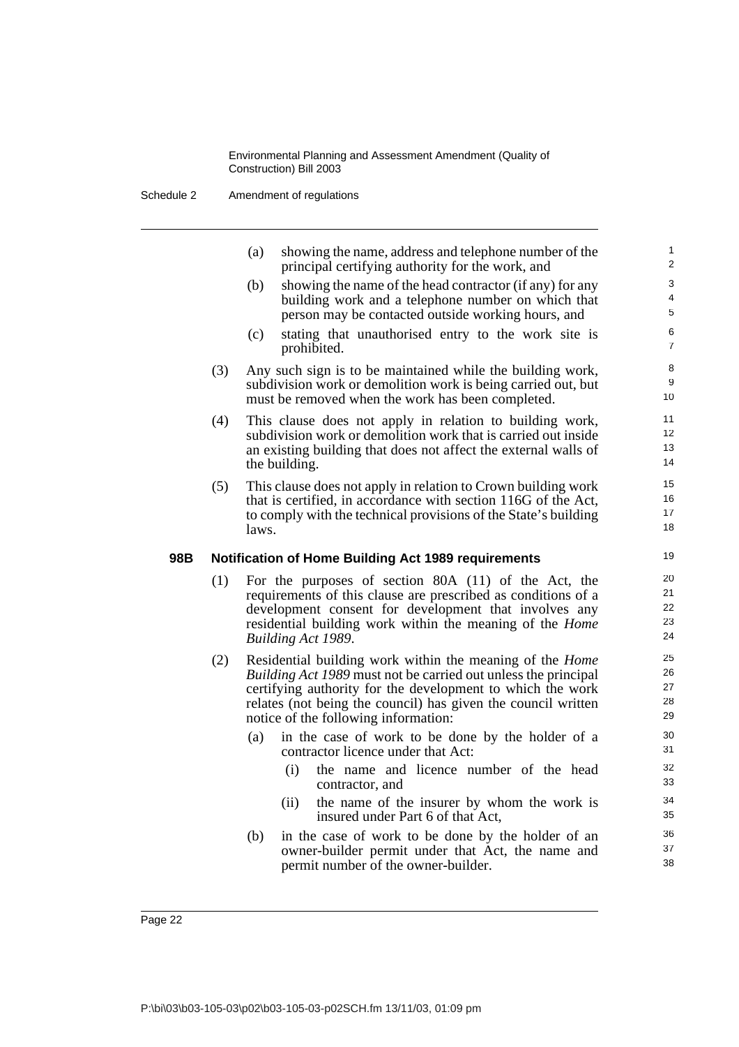(a) showing the name, address and telephone number of the principal certifying authority for the work, and

(b) showing the name of the head contractor (if any) for any building work and a telephone number on which that person may be contacted outside working hours, and

(c) stating that unauthorised entry to the work site is prohibited.

(3) Any such sign is to be maintained while the building work, subdivision work or demolition work is being carried out, but must be removed when the work has been completed.

(4) This clause does not apply in relation to building work, subdivision work or demolition work that is carried out inside an existing building that does not affect the external walls of the building.

(5) This clause does not apply in relation to Crown building work that is certified, in accordance with section 116G of the Act, to comply with the technical provisions of the State's building laws.

**98B Notification of Home Building Act 1989 requirements**

(1) For the purposes of section 80A (11) of the Act, the requirements of this clause are prescribed as conditions of a development consent for development that involves any residential building work within the meaning of the *Home Building Act 1989*.

(2) Residential building work within the meaning of the *Home Building Act 1989* must not be carried out unless the principal certifying authority for the development to which the work relates (not being the council) has given the council written notice of the following information:

(a) in the case of work to be done by the holder of a contractor licence under that Act:

(i) the name and licence number of the head contractor, and

(ii) the name of the insurer by whom the work is insured under Part 6 of that Act,

(b) in the case of work to be done by the holder of an owner-builder permit under that Act, the name and permit number of the owner-builder.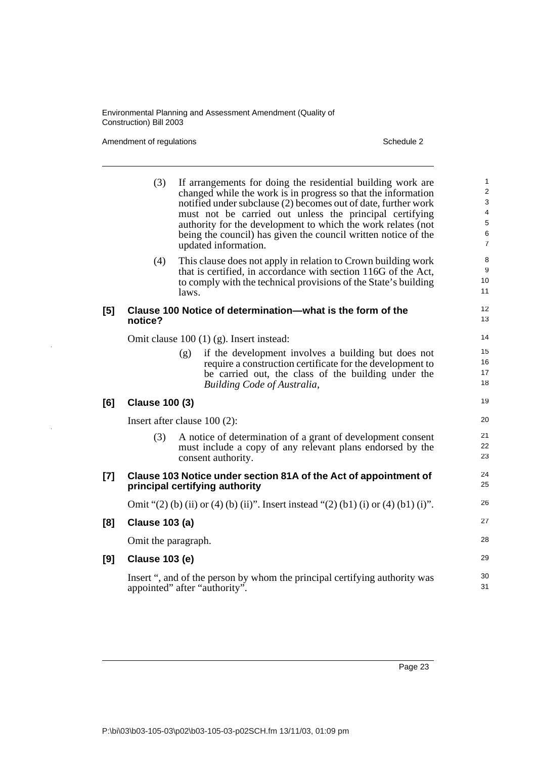(3) If arrangements for doing the residential building work are changed while the work is in progress so that the information notified under subclause (2) becomes out of date, further work must not be carried out unless the principal certifying authority for the development to which the work relates (not being the council) has given the council written notice of the updated information.

(4) This clause does not apply in relation to Crown building work that is certified, in accordance with section 116G of the Act, to comply with the technical provisions of the State's building laws.

### [5] Clause 100 Notice of determination—what is the form of the notice?

Omit clause 100 (1) (g). Insert instead:

(g) if the development involves a building but does not require a construction certificate for the development to be carried out, the class of the building under the *Building Code of Australia*,

### [6] Clause 100 (3)

Insert after clause 100 (2):

(3) A notice of determination of a grant of development consent must include a copy of any relevant plans endorsed by the consent authority.

### [7] Clause 103 Notice under section 81A of the Act of appointment of principal certifying authority

Omit "(2) (b) (ii) or (4) (b) (ii)". Insert instead "(2) (b1) (i) or (4) (b1) (i)".

### [8] Clause 103 (a)

Omit the paragraph.

### [9] Clause 103 (e)

Insert ", and of the person by whom the principal certifying authority was appointed" after "authority".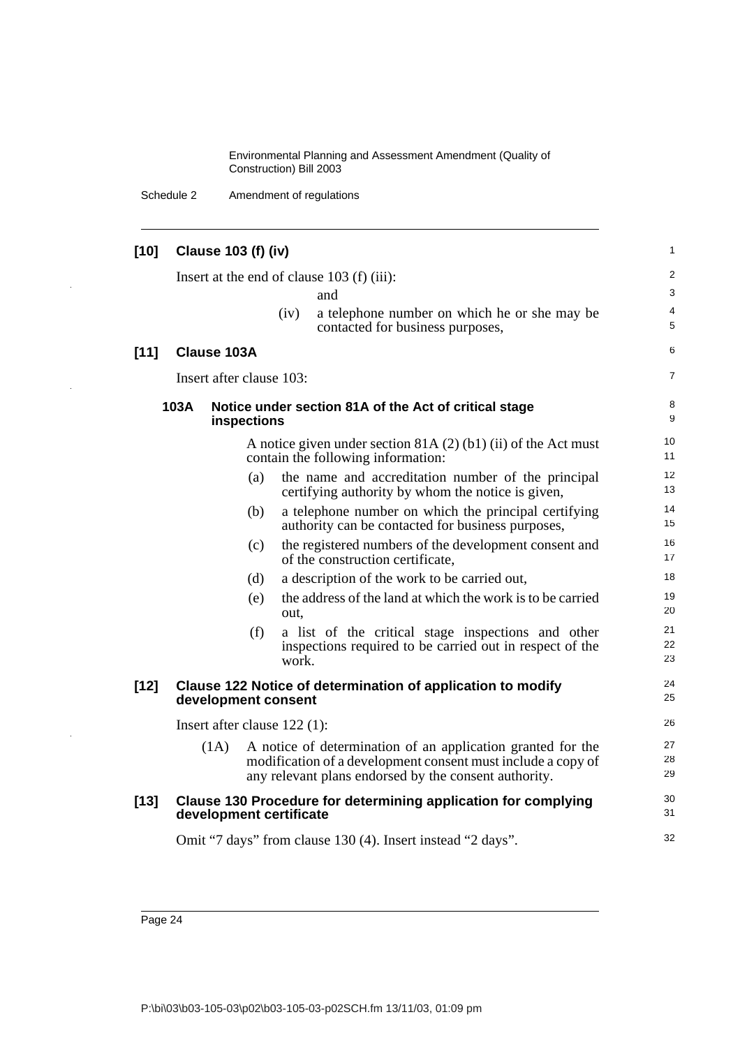**[10] Clause 103 (f) (iv)**

Insert at the end of clause 103 (f) (iii):

and

(iv) a telephone number on which he or she may be contacted for business purposes,

**[11] Clause 103A**

Insert after clause 103:

**103A Notice under section 81A of the Act of critical stage inspections**

A notice given under section 81A (2) (b1) (ii) of the Act must contain the following information:

(a) the name and accreditation number of the principal certifying authority by whom the notice is given,

(b) a telephone number on which the principal certifying authority can be contacted for business purposes,

(c) the registered numbers of the development consent and of the construction certificate,

(d) a description of the work to be carried out,

(e) the address of the land at which the work is to be carried out,

(f) a list of the critical stage inspections and other inspections required to be carried out in respect of the work.

**[12] Clause 122 Notice of determination of application to modify development consent**

Insert after clause 122 (1):

(1A) A notice of determination of an application granted for the modification of a development consent must include a copy of any relevant plans endorsed by the consent authority.

**[13] Clause 130 Procedure for determining application for complying development certificate**

Omit "7 days" from clause 130 (4). Insert instead "2 days".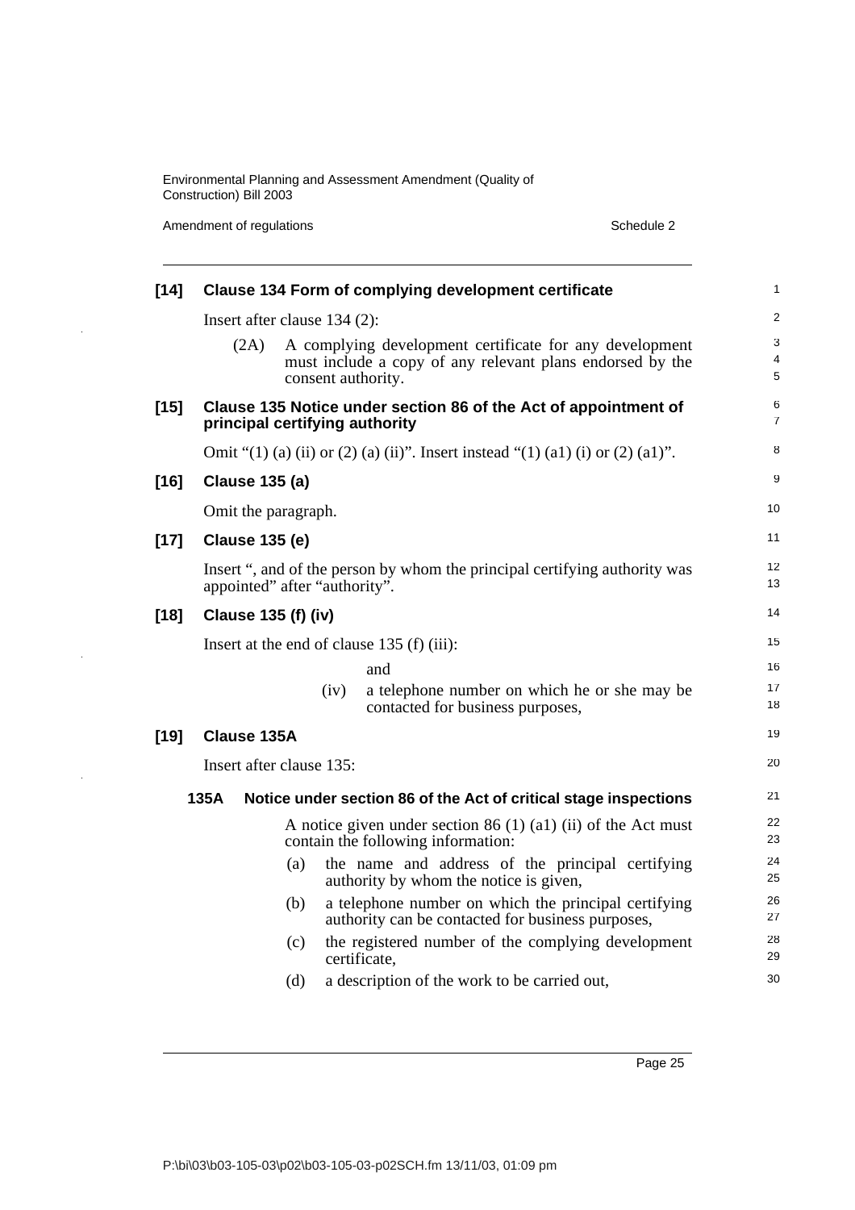**[14] Clause 134 Form of complying development certificate**

Insert after clause 134 (2):

(2A) A complying development certificate for any development must include a copy of any relevant plans endorsed by the consent authority.

**[15] Clause 135 Notice under section 86 of the Act of appointment of principal certifying authority**

Omit "(1) (a) (ii) or (2) (a) (ii)". Insert instead "(1) (a1) (i) or (2) (a1)".

**[16] Clause 135 (a)**

Omit the paragraph.

**[17] Clause 135 (e)**

Insert ", and of the person by whom the principal certifying authority was appointed" after "authority".

**[18] Clause 135 (f) (iv)**

Insert at the end of clause 135 (f) (iii):

and

(iv) a telephone number on which he or she may be contacted for business purposes,

**[19] Clause 135A**

Insert after clause 135:

**135A Notice under section 86 of the Act of critical stage inspections**

A notice given under section 86 (1) (a1) (ii) of the Act must contain the following information:

(a) the name and address of the principal certifying authority by whom the notice is given,

(b) a telephone number on which the principal certifying authority can be contacted for business purposes,

(c) the registered number of the complying development certificate,

(d) a description of the work to be carried out,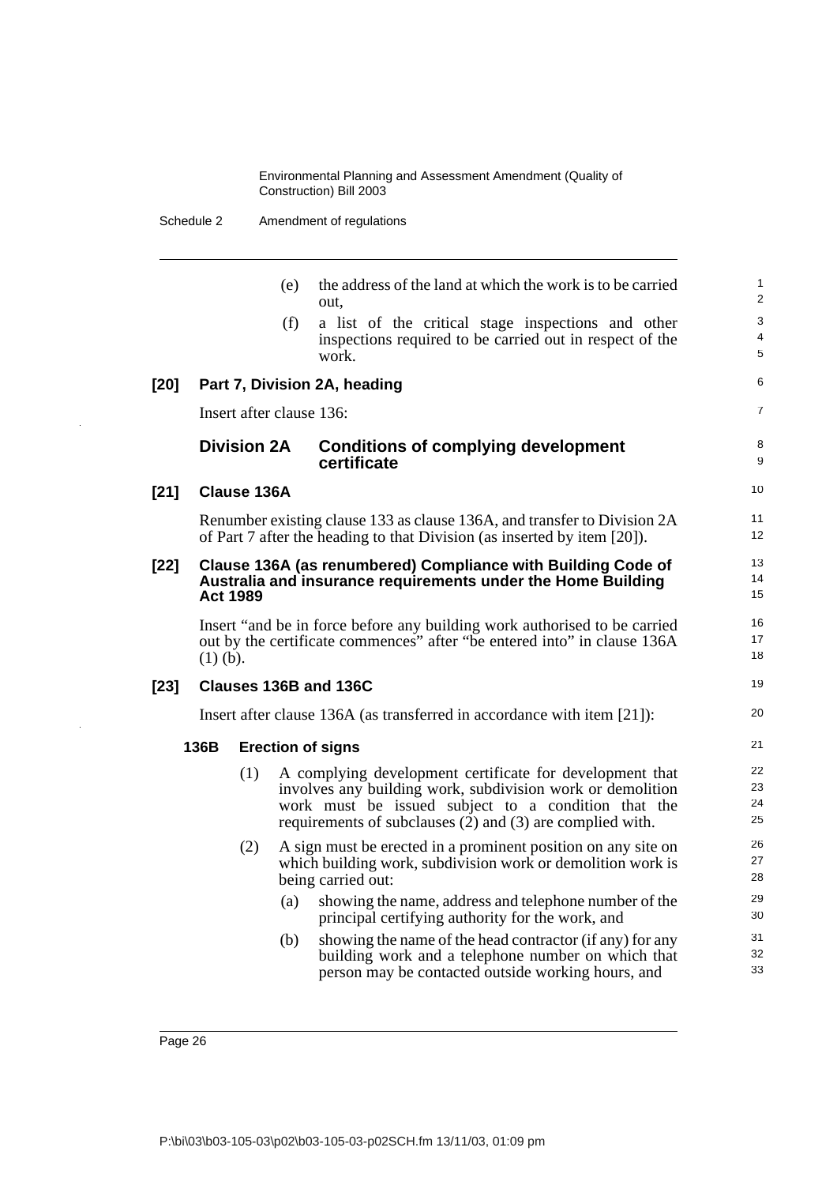(e) the address of the land at which the work is to be carried out,

(f) a list of the critical stage inspections and other inspections required to be carried out in respect of the work.

**[20] Part 7, Division 2A, heading**

Insert after clause 136:

### Division 2A Conditions of complying development certificate

**[21] Clause 136A**

Renumber existing clause 133 as clause 136A, and transfer to Division 2A of Part 7 after the heading to that Division (as inserted by item [20]).

**[22] Clause 136A (as renumbered) Compliance with Building Code of Australia and insurance requirements under the Home Building Act 1989**

Insert "and be in force before any building work authorised to be carried out by the certificate commences" after "be entered into" in clause 136A (1) (b).

**[23] Clauses 136B and 136C**

Insert after clause 136A (as transferred in accordance with item [21]):

**136B Erection of signs**

(1) A complying development certificate for development that involves any building work, subdivision work or demolition work must be issued subject to a condition that the requirements of subclauses (2) and (3) are complied with.

(2) A sign must be erected in a prominent position on any site on which building work, subdivision work or demolition work is being carried out:

(a) showing the name, address and telephone number of the principal certifying authority for the work, and

(b) showing the name of the head contractor (if any) for any building work and a telephone number on which that person may be contacted outside working hours, and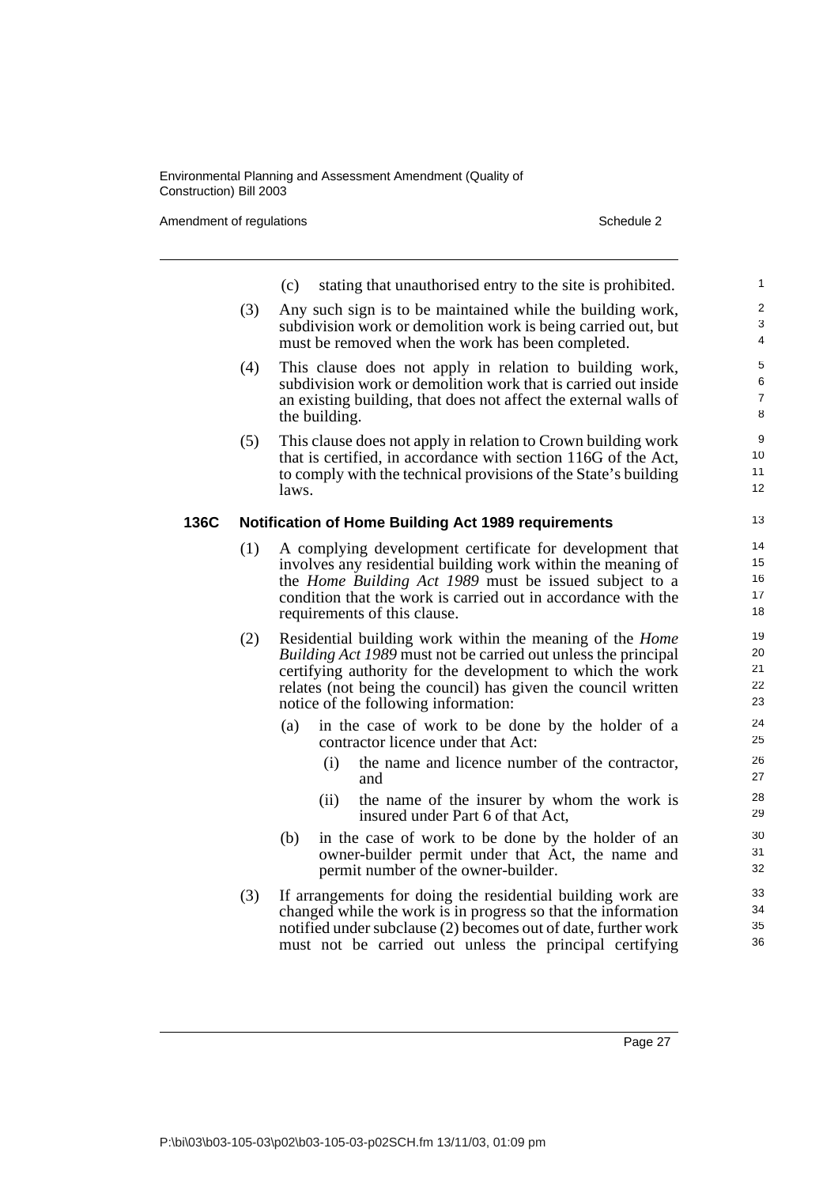(c) stating that unauthorised entry to the site is prohibited.

(3) Any such sign is to be maintained while the building work, subdivision work or demolition work is being carried out, but must be removed when the work has been completed.

(4) This clause does not apply in relation to building work, subdivision work or demolition work that is carried out inside an existing building, that does not affect the external walls of the building.

(5) This clause does not apply in relation to Crown building work that is certified, in accordance with section 116G of the Act, to comply with the technical provisions of the State's building laws.

### 136C Notification of Home Building Act 1989 requirements

(1) A complying development certificate for development that involves any residential building work within the meaning of the *Home Building Act 1989* must be issued subject to a condition that the work is carried out in accordance with the requirements of this clause.

(2) Residential building work within the meaning of the *Home Building Act 1989* must not be carried out unless the principal certifying authority for the development to which the work relates (not being the council) has given the council written notice of the following information:

- (a) in the case of work to be done by the holder of a contractor licence under that Act:
  - (i) the name and licence number of the contractor, and
  - (ii) the name of the insurer by whom the work is insured under Part 6 of that Act,
- (b) in the case of work to be done by the holder of an owner-builder permit under that Act, the name and permit number of the owner-builder.

(3) If arrangements for doing the residential building work are changed while the work is in progress so that the information notified under subclause (2) becomes out of date, further work must not be carried out unless the principal certifying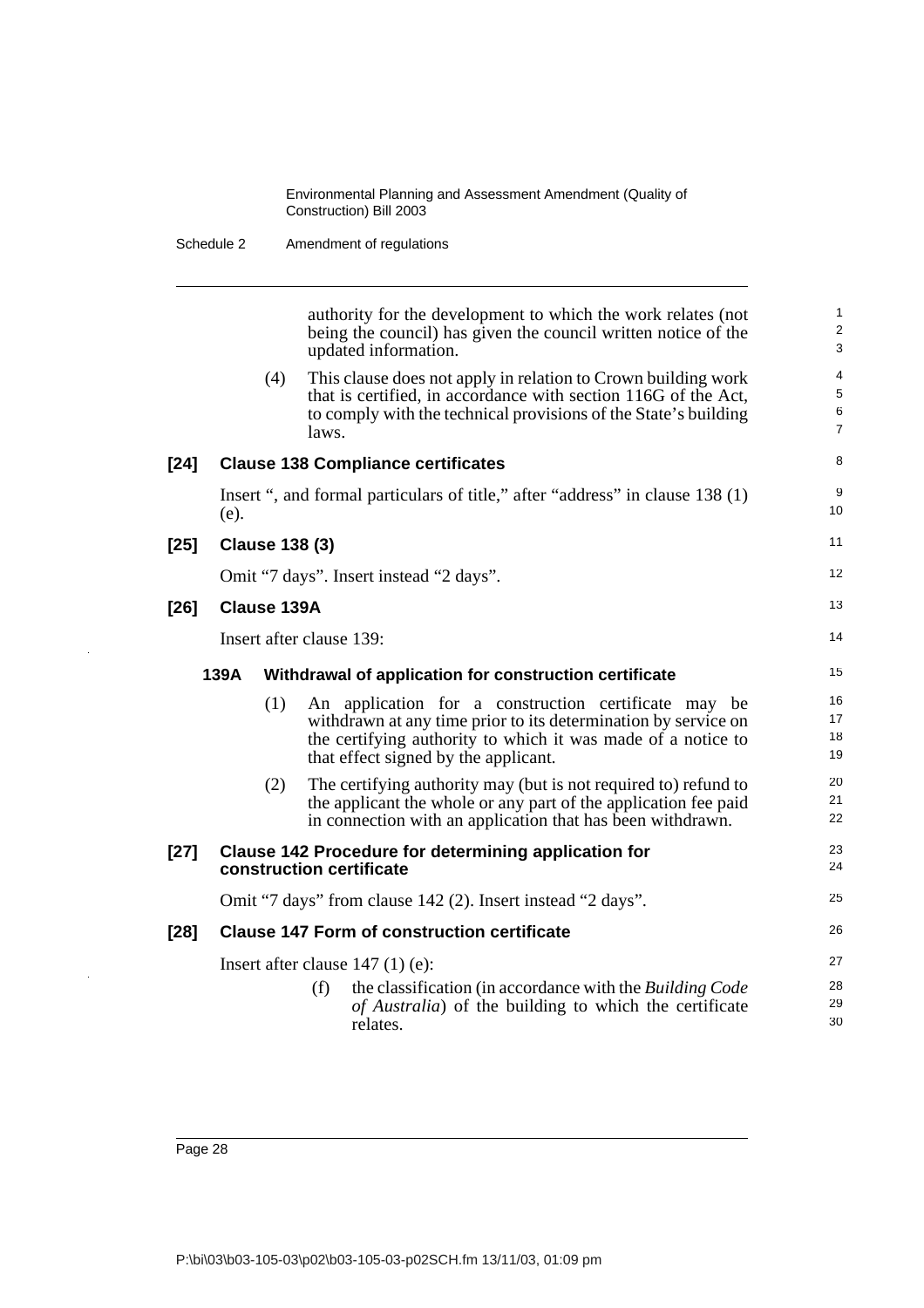authority for the development to which the work relates (not being the council) has given the council written notice of the updated information.

(4) This clause does not apply in relation to Crown building work that is certified, in accordance with section 116G of the Act, to comply with the technical provisions of the State's building laws.

**[24] Clause 138 Compliance certificates**

Insert ", and formal particulars of title," after "address" in clause 138 (1) (e).

**[25] Clause 138 (3)**

Omit "7 days". Insert instead "2 days".

**[26] Clause 139A**

Insert after clause 139:

**139A Withdrawal of application for construction certificate**

(1) An application for a construction certificate may be withdrawn at any time prior to its determination by service on the certifying authority to which it was made of a notice to that effect signed by the applicant.

(2) The certifying authority may (but is not required to) refund to the applicant the whole or any part of the application fee paid in connection with an application that has been withdrawn.

**[27] Clause 142 Procedure for determining application for construction certificate**

Omit "7 days" from clause 142 (2). Insert instead "2 days".

**[28] Clause 147 Form of construction certificate**

Insert after clause 147 (1) (e):

(f) the classification (in accordance with the *Building Code of Australia*) of the building to which the certificate relates.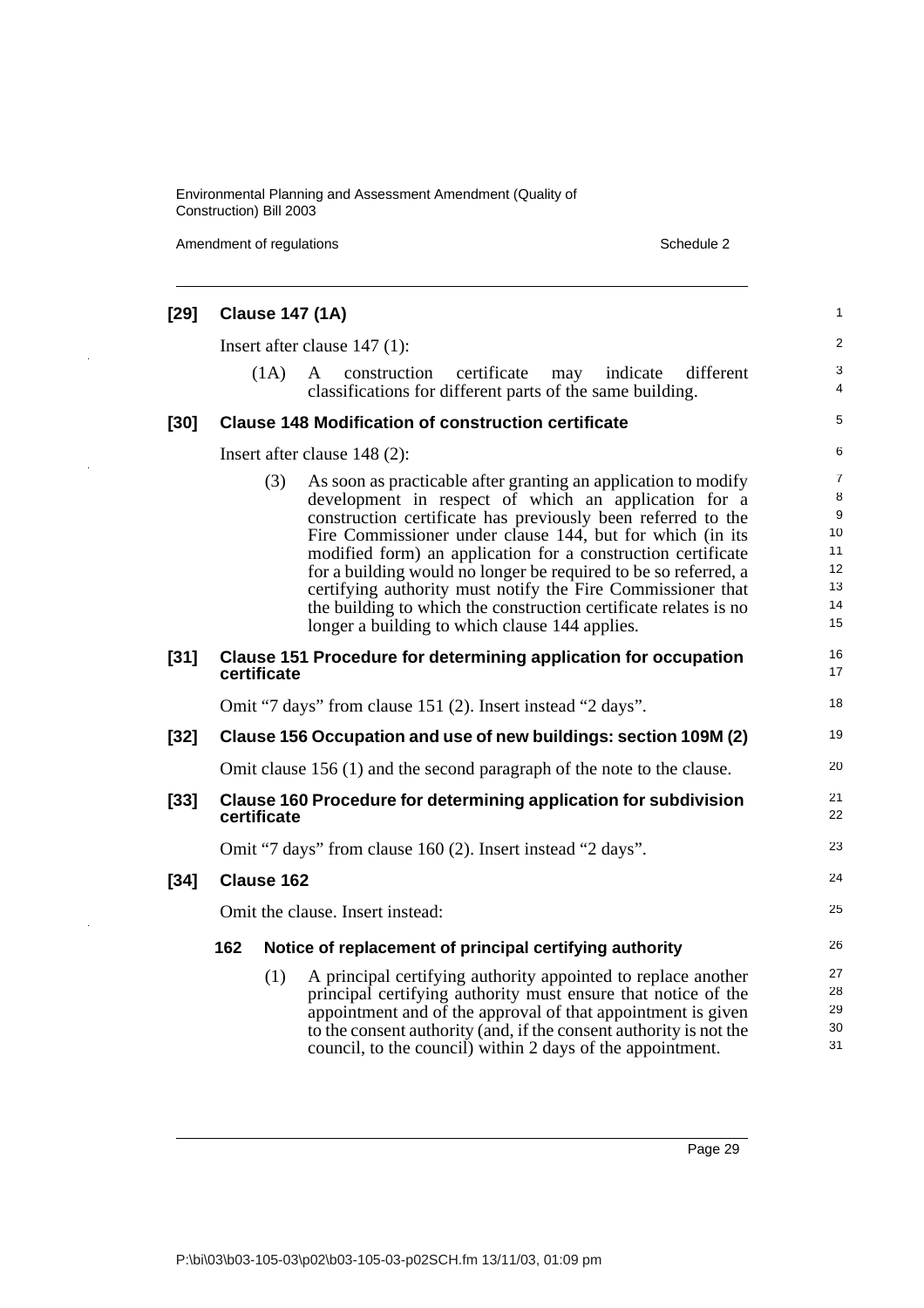**[29] Clause 147 (1A)**

Insert after clause 147 (1):

(1A) A construction certificate may indicate different classifications for different parts of the same building.

**[30] Clause 148 Modification of construction certificate**

Insert after clause 148 (2):

(3) As soon as practicable after granting an application to modify development in respect of which an application for a construction certificate has previously been referred to the Fire Commissioner under clause 144, but for which (in its modified form) an application for a construction certificate for a building would no longer be required to be so referred, a certifying authority must notify the Fire Commissioner that the building to which the construction certificate relates is no longer a building to which clause 144 applies.

**[31] Clause 151 Procedure for determining application for occupation certificate**

Omit "7 days" from clause 151 (2). Insert instead "2 days".

**[32] Clause 156 Occupation and use of new buildings: section 109M (2)**

Omit clause 156 (1) and the second paragraph of the note to the clause.

**[33] Clause 160 Procedure for determining application for subdivision certificate**

Omit "7 days" from clause 160 (2). Insert instead "2 days".

**[34] Clause 162**

Omit the clause. Insert instead:

**162 Notice of replacement of principal certifying authority**

(1) A principal certifying authority appointed to replace another principal certifying authority must ensure that notice of the appointment and of the approval of that appointment is given to the consent authority (and, if the consent authority is not the council, to the council) within 2 days of the appointment.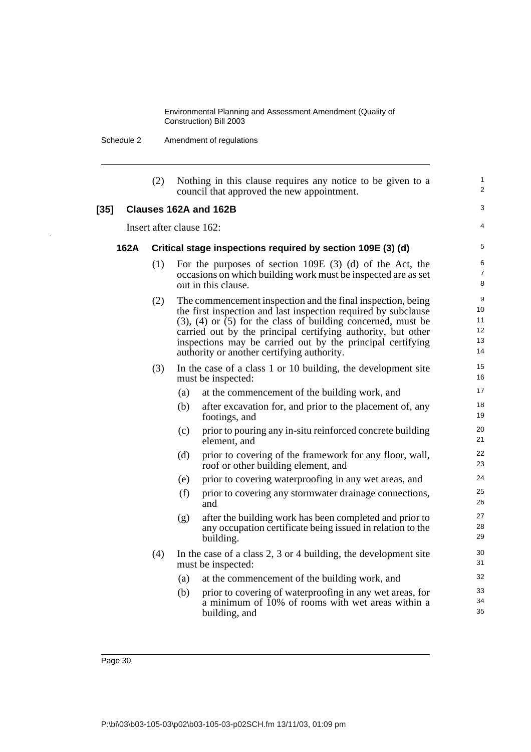(2) Nothing in this clause requires any notice to be given to a council that approved the new appointment.

**[35] Clauses 162A and 162B**

Insert after clause 162:

**162A Critical stage inspections required by section 109E (3) (d)**

(1) For the purposes of section 109E (3) (d) of the Act, the occasions on which building work must be inspected are as set out in this clause.

(2) The commencement inspection and the final inspection, being the first inspection and last inspection required by subclause (3), (4) or (5) for the class of building concerned, must be carried out by the principal certifying authority, but other inspections may be carried out by the principal certifying authority or another certifying authority.

(3) In the case of a class 1 or 10 building, the development site must be inspected:

- (a) at the commencement of the building work, and
- (b) after excavation for, and prior to the placement of, any footings, and
- (c) prior to pouring any in-situ reinforced concrete building element, and
- (d) prior to covering of the framework for any floor, wall, roof or other building element, and
- (e) prior to covering waterproofing in any wet areas, and
- (f) prior to covering any stormwater drainage connections, and
- (g) after the building work has been completed and prior to any occupation certificate being issued in relation to the building.

(4) In the case of a class 2, 3 or 4 building, the development site must be inspected:

- (a) at the commencement of the building work, and
- (b) prior to covering of waterproofing in any wet areas, for a minimum of 10% of rooms with wet areas within a building, and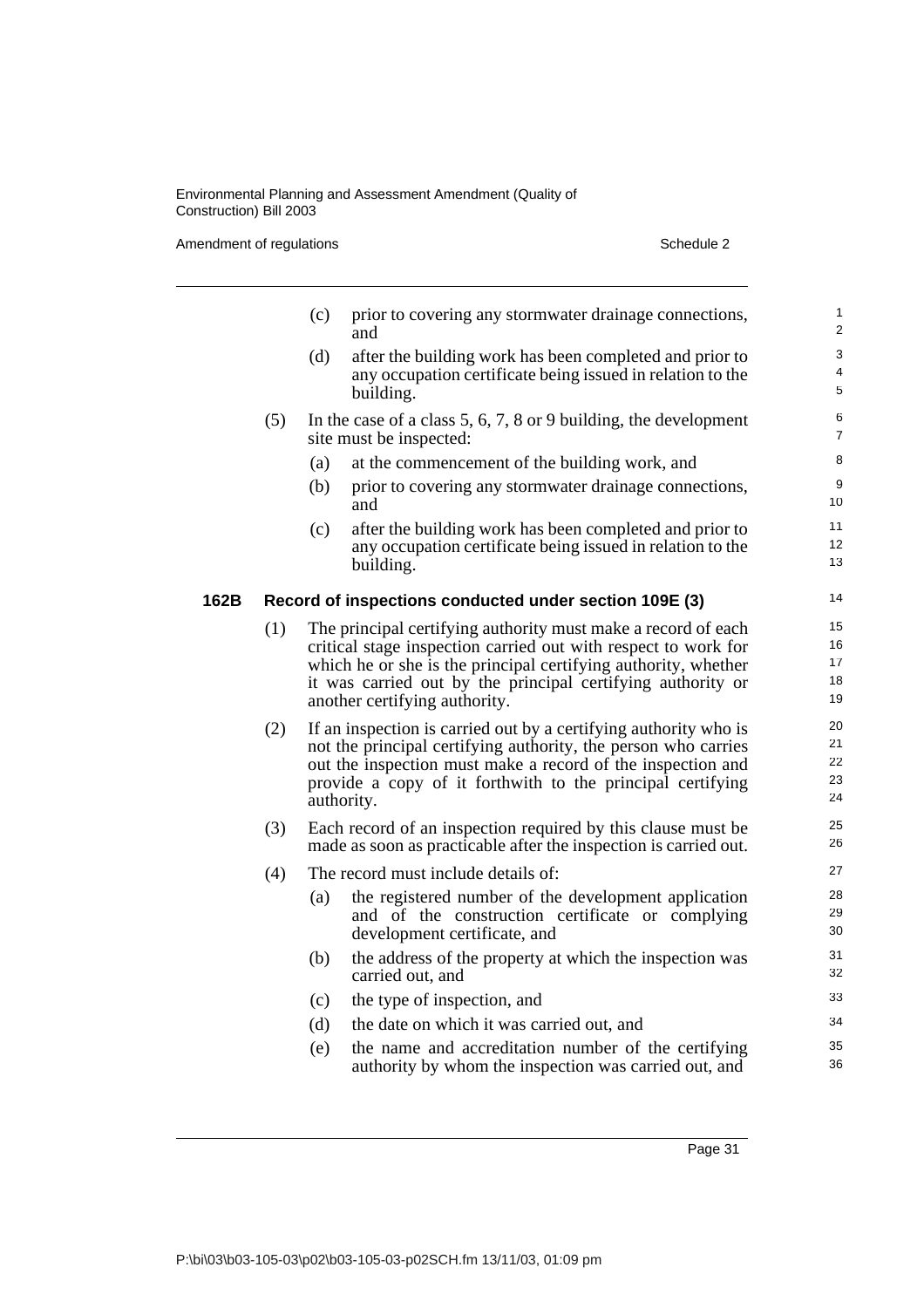(c) prior to covering any stormwater drainage connections, and

(d) after the building work has been completed and prior to any occupation certificate being issued in relation to the building.

(5) In the case of a class 5, 6, 7, 8 or 9 building, the development site must be inspected:

(a) at the commencement of the building work, and

(b) prior to covering any stormwater drainage connections, and

(c) after the building work has been completed and prior to any occupation certificate being issued in relation to the building.

### 162B Record of inspections conducted under section 109E (3)

(1) The principal certifying authority must make a record of each critical stage inspection carried out with respect to work for which he or she is the principal certifying authority, whether it was carried out by the principal certifying authority or another certifying authority.

(2) If an inspection is carried out by a certifying authority who is not the principal certifying authority, the person who carries out the inspection must make a record of the inspection and provide a copy of it forthwith to the principal certifying authority.

(3) Each record of an inspection required by this clause must be made as soon as practicable after the inspection is carried out.

(4) The record must include details of:

(a) the registered number of the development application and of the construction certificate or complying development certificate, and

(b) the address of the property at which the inspection was carried out, and

(c) the type of inspection, and

(d) the date on which it was carried out, and

(e) the name and accreditation number of the certifying authority by whom the inspection was carried out, and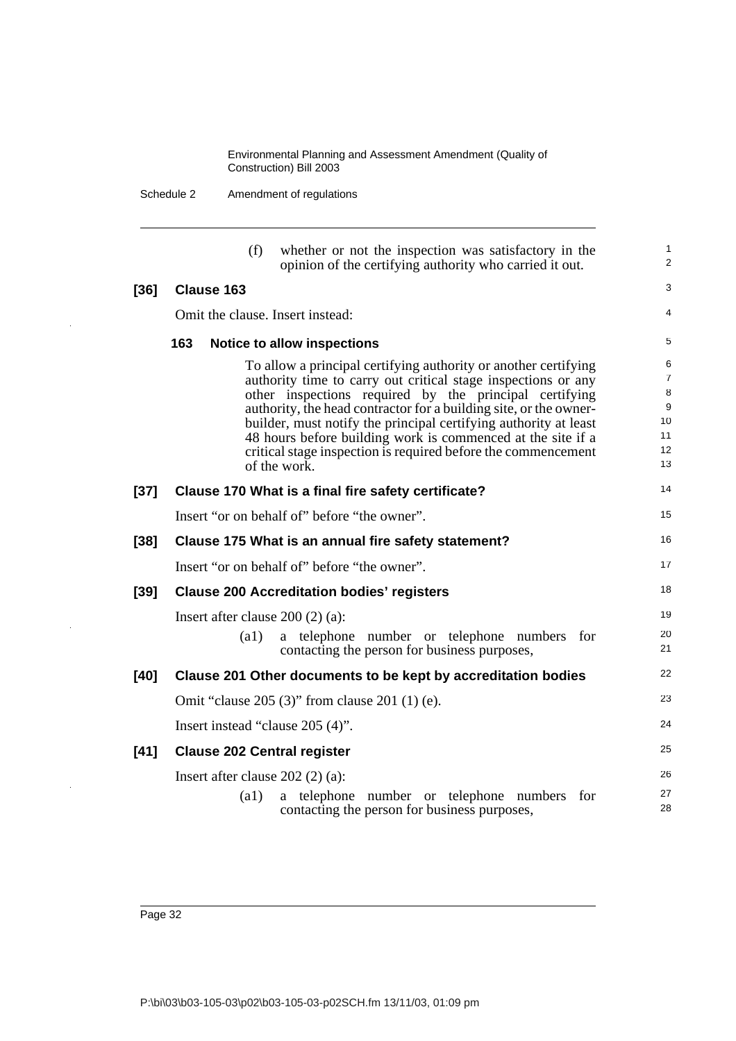(f) whether or not the inspection was satisfactory in the opinion of the certifying authority who carried it out.

**[36] Clause 163**

Omit the clause. Insert instead:

**163 Notice to allow inspections**

To allow a principal certifying authority or another certifying authority time to carry out critical stage inspections or any other inspections required by the principal certifying authority, the head contractor for a building site, or the owner-builder, must notify the principal certifying authority at least 48 hours before building work is commenced at the site if a critical stage inspection is required before the commencement of the work.

**[37] Clause 170 What is a final fire safety certificate?**

Insert "or on behalf of" before "the owner".

**[38] Clause 175 What is an annual fire safety statement?**

Insert "or on behalf of" before "the owner".

**[39] Clause 200 Accreditation bodies' registers**

Insert after clause 200 (2) (a):

(a1) a telephone number or telephone numbers for contacting the person for business purposes,

**[40] Clause 201 Other documents to be kept by accreditation bodies**

Omit "clause 205 (3)" from clause 201 (1) (e).

Insert instead "clause 205 (4)".

**[41] Clause 202 Central register**

Insert after clause 202 (2) (a):

(a1) a telephone number or telephone numbers for contacting the person for business purposes,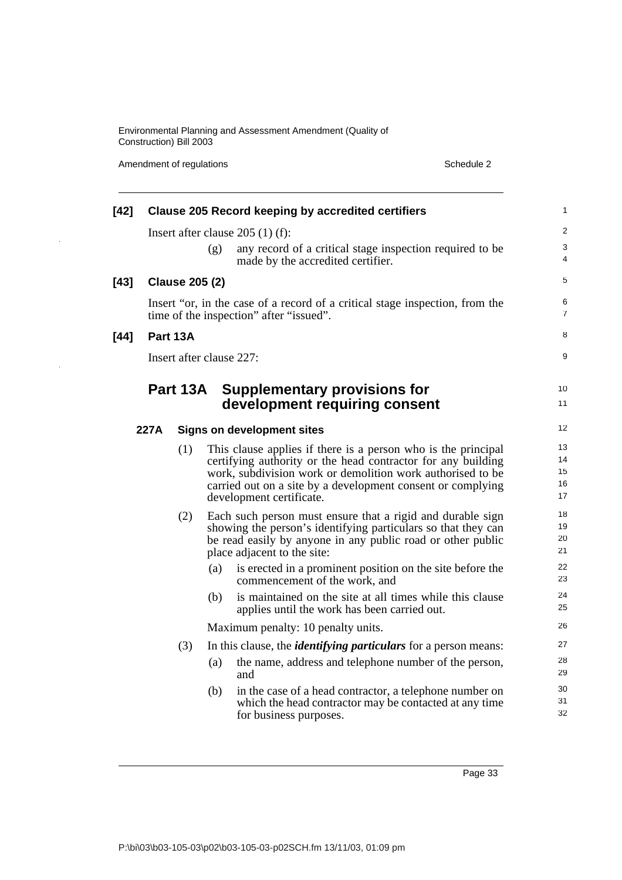**[42] Clause 205 Record keeping by accredited certifiers**

Insert after clause 205 (1) (f):

(g) any record of a critical stage inspection required to be made by the accredited certifier.

**[43] Clause 205 (2)**

Insert "or, in the case of a record of a critical stage inspection, from the time of the inspection" after "issued".

**[44] Part 13A**

Insert after clause 227:

## Part 13A Supplementary provisions for development requiring consent

### 227A Signs on development sites

(1) This clause applies if there is a person who is the principal certifying authority or the head contractor for any building work, subdivision work or demolition work authorised to be carried out on a site by a development consent or complying development certificate.

(2) Each such person must ensure that a rigid and durable sign showing the person's identifying particulars so that they can be read easily by anyone in any public road or other public place adjacent to the site:

(a) is erected in a prominent position on the site before the commencement of the work, and

(b) is maintained on the site at all times while this clause applies until the work has been carried out.

Maximum penalty: 10 penalty units.

(3) In this clause, the ***identifying particulars*** for a person means:

(a) the name, address and telephone number of the person, and

(b) in the case of a head contractor, a telephone number on which the head contractor may be contacted at any time for business purposes.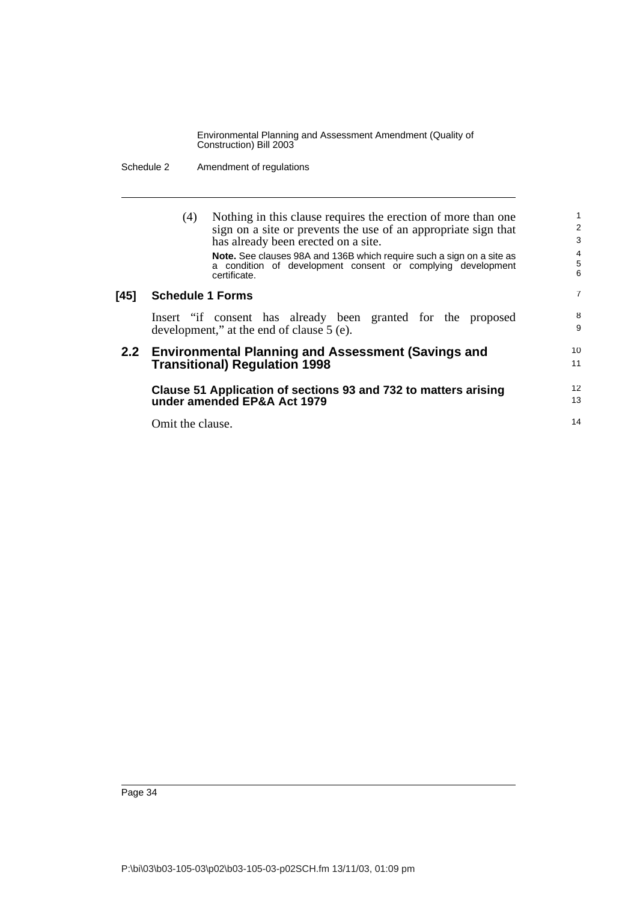(4) Nothing in this clause requires the erection of more than one sign on a site or prevents the use of an appropriate sign that has already been erected on a site.

**Note.** See clauses 98A and 136B which require such a sign on a site as a condition of development consent or complying development certificate.

**[45] Schedule 1 Forms**

Insert "if consent has already been granted for the proposed development," at the end of clause 5 (e).

## 2.2 Environmental Planning and Assessment (Savings and Transitional) Regulation 1998

**Clause 51 Application of sections 93 and 732 to matters arising under amended EP&A Act 1979**

Omit the clause.